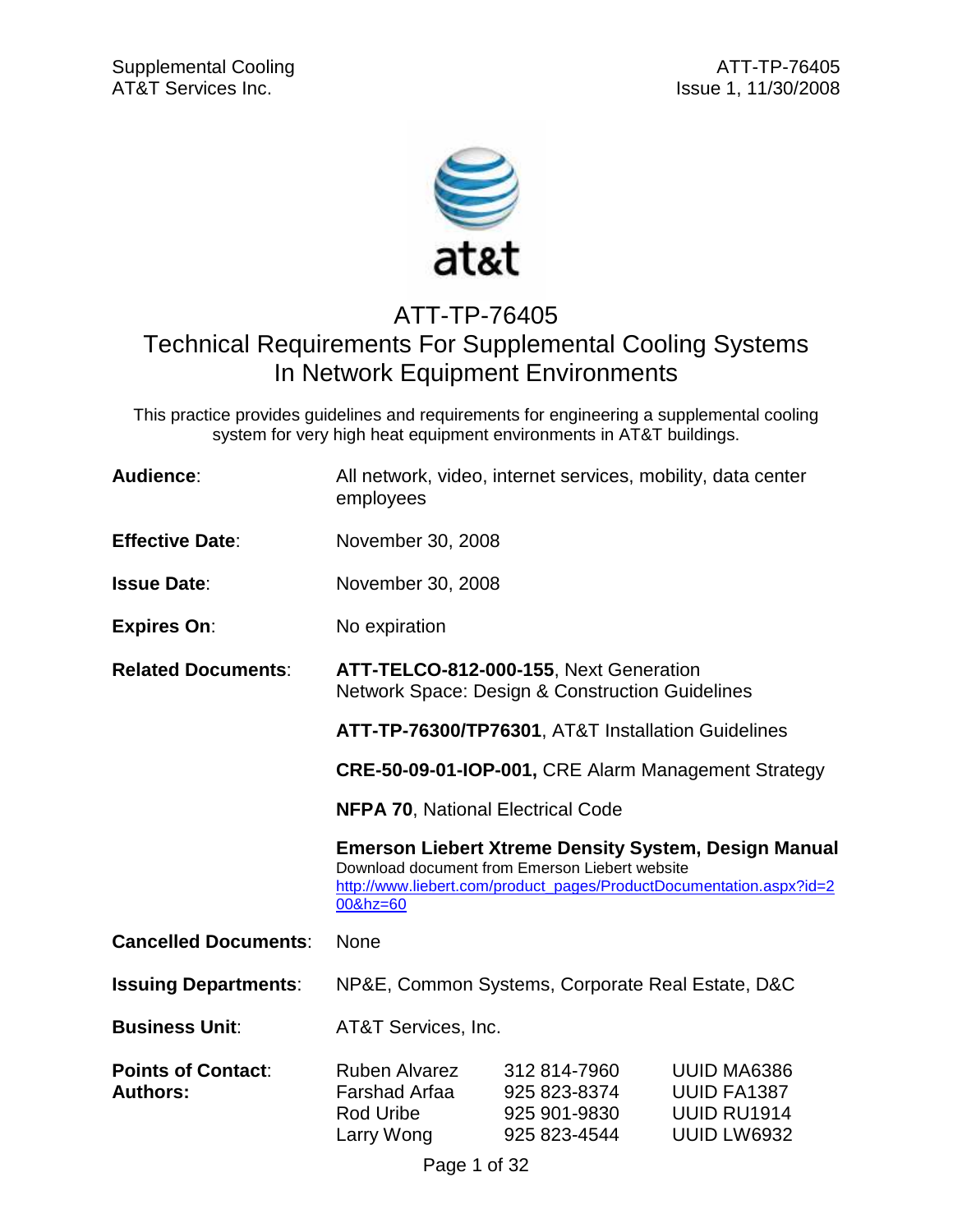# ATT-TP-76405
# Technical Requirements For Supplemental Cooling Systems In Network Equipment Environments

This practice provides guidelines and requirements for engineering a supplemental cooling system for very high heat equipment environments in AT&T buildings.

**Audience**: All network, video, internet services, mobility, data center employees

**Effective Date**: November 30, 2008

**Issue Date**: November 30, 2008

**Expires On**: No expiration

**Related Documents**:

**ATT-TELCO-812-000-155**, Next Generation Network Space: Design & Construction Guidelines

**ATT-TP-76300/TP76301**, AT&T Installation Guidelines

**CRE-50-09-01-IOP-001,** CRE Alarm Management Strategy

**NFPA 70**, National Electrical Code

**Emerson Liebert Xtreme Density System, Design Manual**
Download document from Emerson Liebert website
http://www.liebert.com/product_pages/ProductDocumentation.aspx?id=200&hz=60

**Cancelled Documents**: None

**Issuing Departments**: NP&E, Common Systems, Corporate Real Estate, D&C

**Business Unit**: AT&T Services, Inc.

**Points of Contact**:
**Authors:**

| | | |
|---|---|---|
| Ruben Alvarez | 312 814-7960 | UUID MA6386 |
| Farshad Arfaa | 925 823-8374 | UUID FA1387 |
| Rod Uribe | 925 901-9830 | UUID RU1914 |
| Larry Wong | 925 823-4544 | UUID LW6932 |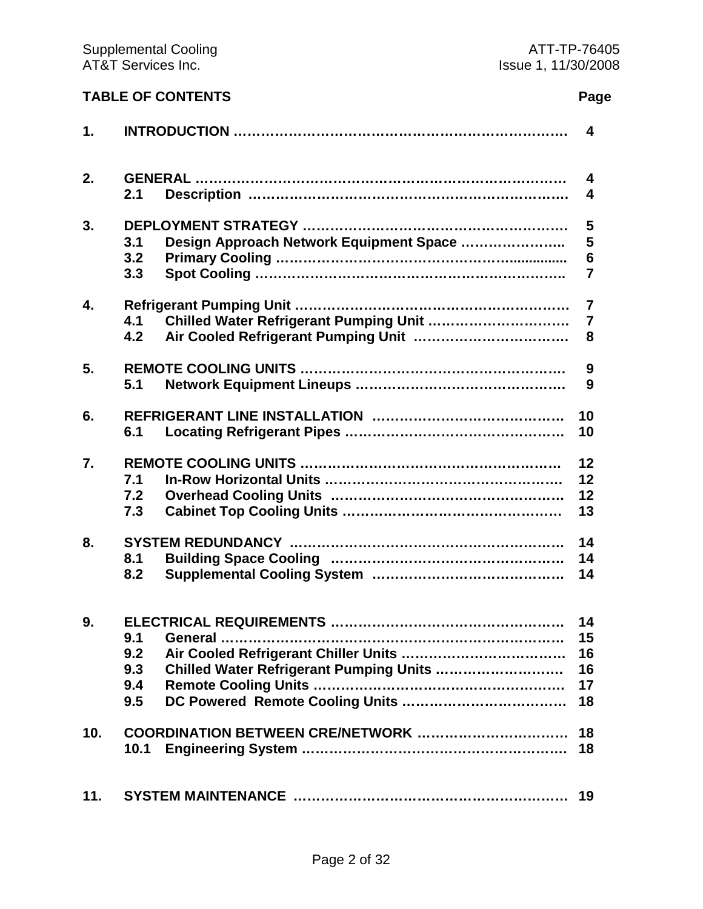**TABLE OF CONTENTS** **Page**

| | | | |
|---|---|---|---|
| **1.** | **INTRODUCTION** | | **4** |
| **2.** | **GENERAL** | | **4** |
| | **2.1** | **Description** | **4** |
| **3.** | **DEPLOYMENT STRATEGY** | | **5** |
| | **3.1** | **Design Approach Network Equipment Space** | **5** |
| | **3.2** | **Primary Cooling** | **6** |
| | **3.3** | **Spot Cooling** | **7** |
| **4.** | **Refrigerant Pumping Unit** | | **7** |
| | **4.1** | **Chilled Water Refrigerant Pumping Unit** | **7** |
| | **4.2** | **Air Cooled Refrigerant Pumping Unit** | **8** |
| **5.** | **REMOTE COOLING UNITS** | | **9** |
| | **5.1** | **Network Equipment Lineups** | **9** |
| **6.** | **REFRIGERANT LINE INSTALLATION** | | **10** |
| | **6.1** | **Locating Refrigerant Pipes** | **10** |
| **7.** | **REMOTE COOLING UNITS** | | **12** |
| | **7.1** | **In-Row Horizontal Units** | **12** |
| | **7.2** | **Overhead Cooling Units** | **12** |
| | **7.3** | **Cabinet Top Cooling Units** | **13** |
| **8.** | **SYSTEM REDUNDANCY** | | **14** |
| | **8.1** | **Building Space Cooling** | **14** |
| | **8.2** | **Supplemental Cooling System** | **14** |
| **9.** | **ELECTRICAL REQUIREMENTS** | | **14** |
| | **9.1** | **General** | **15** |
| | **9.2** | **Air Cooled Refrigerant Chiller Units** | **16** |
| | **9.3** | **Chilled Water Refrigerant Pumping Units** | **16** |
| | **9.4** | **Remote Cooling Units** | **17** |
| | **9.5** | **DC Powered Remote Cooling Units** | **18** |
| **10.** | **COORDINATION BETWEEN CRE/NETWORK** | | **18** |
| | **10.1** | **Engineering System** | **18** |
| **11.** | **SYSTEM MAINTENANCE** | | **19** |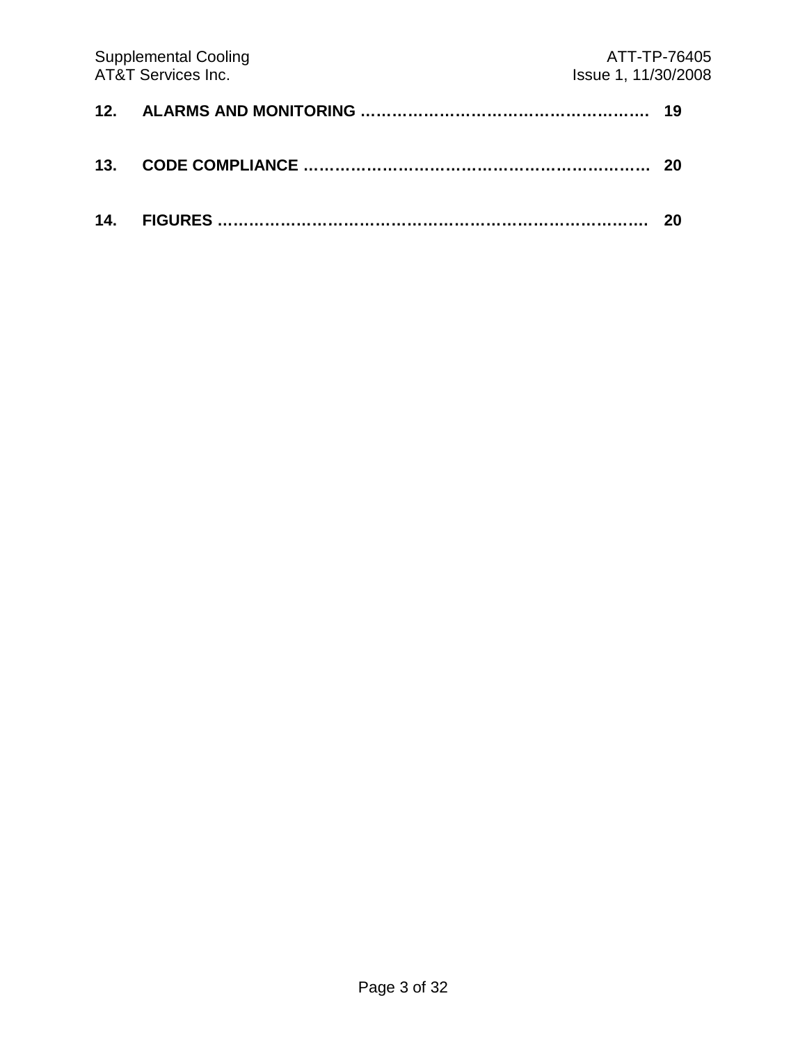**12. ALARMS AND MONITORING ………………………………………………. 19**

**13. CODE COMPLIANCE …………………………………………………………. 20**

**14. FIGURES ……………………………………………………………………. 20**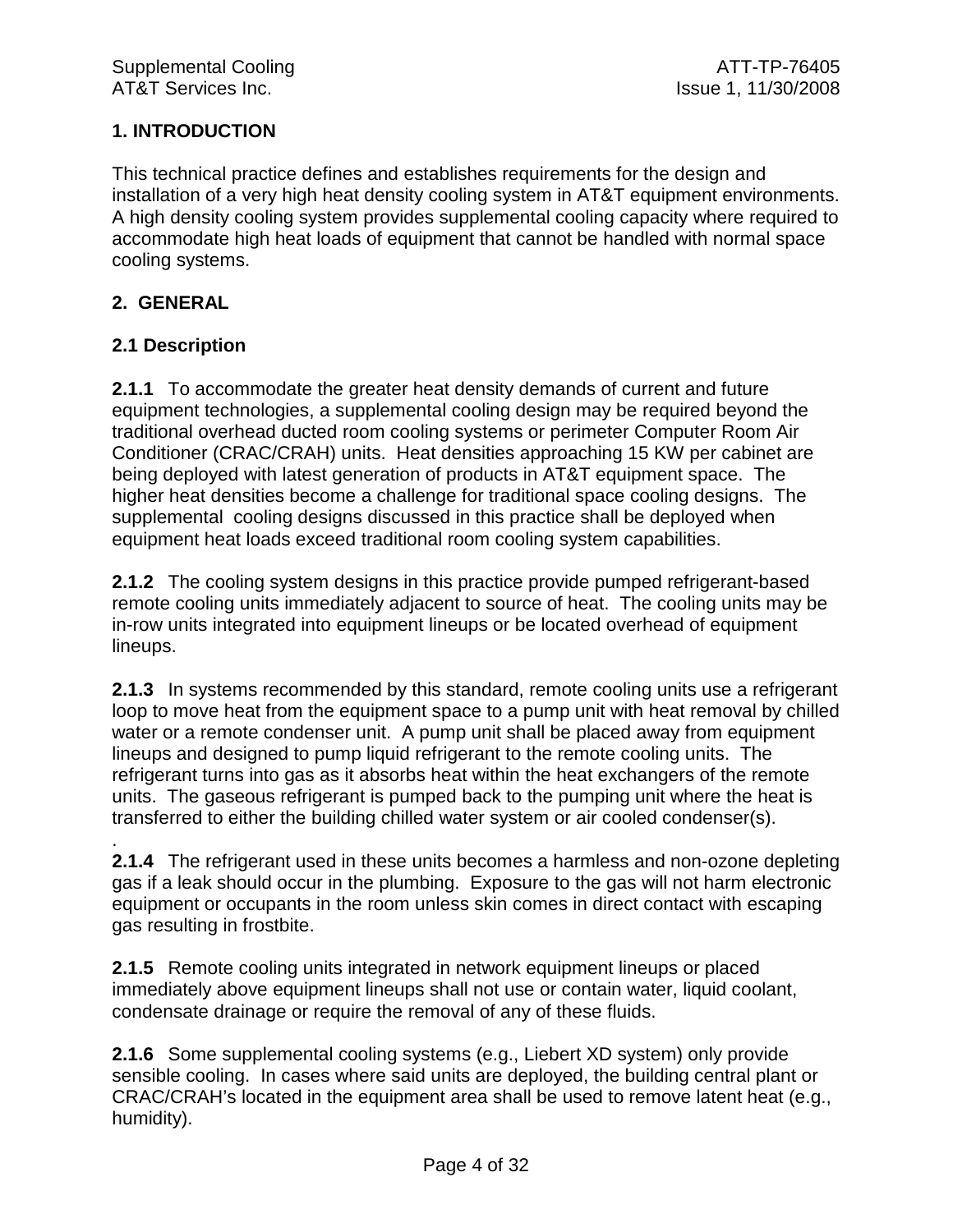## 1. INTRODUCTION

This technical practice defines and establishes requirements for the design and installation of a very high heat density cooling system in AT&T equipment environments. A high density cooling system provides supplemental cooling capacity where required to accommodate high heat loads of equipment that cannot be handled with normal space cooling systems.

## 2. GENERAL

### 2.1 Description

**2.1.1** To accommodate the greater heat density demands of current and future equipment technologies, a supplemental cooling design may be required beyond the traditional overhead ducted room cooling systems or perimeter Computer Room Air Conditioner (CRAC/CRAH) units. Heat densities approaching 15 KW per cabinet are being deployed with latest generation of products in AT&T equipment space. The higher heat densities become a challenge for traditional space cooling designs. The supplemental cooling designs discussed in this practice shall be deployed when equipment heat loads exceed traditional room cooling system capabilities.

**2.1.2** The cooling system designs in this practice provide pumped refrigerant-based remote cooling units immediately adjacent to source of heat. The cooling units may be in-row units integrated into equipment lineups or be located overhead of equipment lineups.

**2.1.3** In systems recommended by this standard, remote cooling units use a refrigerant loop to move heat from the equipment space to a pump unit with heat removal by chilled water or a remote condenser unit. A pump unit shall be placed away from equipment lineups and designed to pump liquid refrigerant to the remote cooling units. The refrigerant turns into gas as it absorbs heat within the heat exchangers of the remote units. The gaseous refrigerant is pumped back to the pumping unit where the heat is transferred to either the building chilled water system or air cooled condenser(s).
.
**2.1.4** The refrigerant used in these units becomes a harmless and non-ozone depleting gas if a leak should occur in the plumbing. Exposure to the gas will not harm electronic equipment or occupants in the room unless skin comes in direct contact with escaping gas resulting in frostbite.

**2.1.5** Remote cooling units integrated in network equipment lineups or placed immediately above equipment lineups shall not use or contain water, liquid coolant, condensate drainage or require the removal of any of these fluids.

**2.1.6** Some supplemental cooling systems (e.g., Liebert XD system) only provide sensible cooling. In cases where said units are deployed, the building central plant or CRAC/CRAH's located in the equipment area shall be used to remove latent heat (e.g., humidity).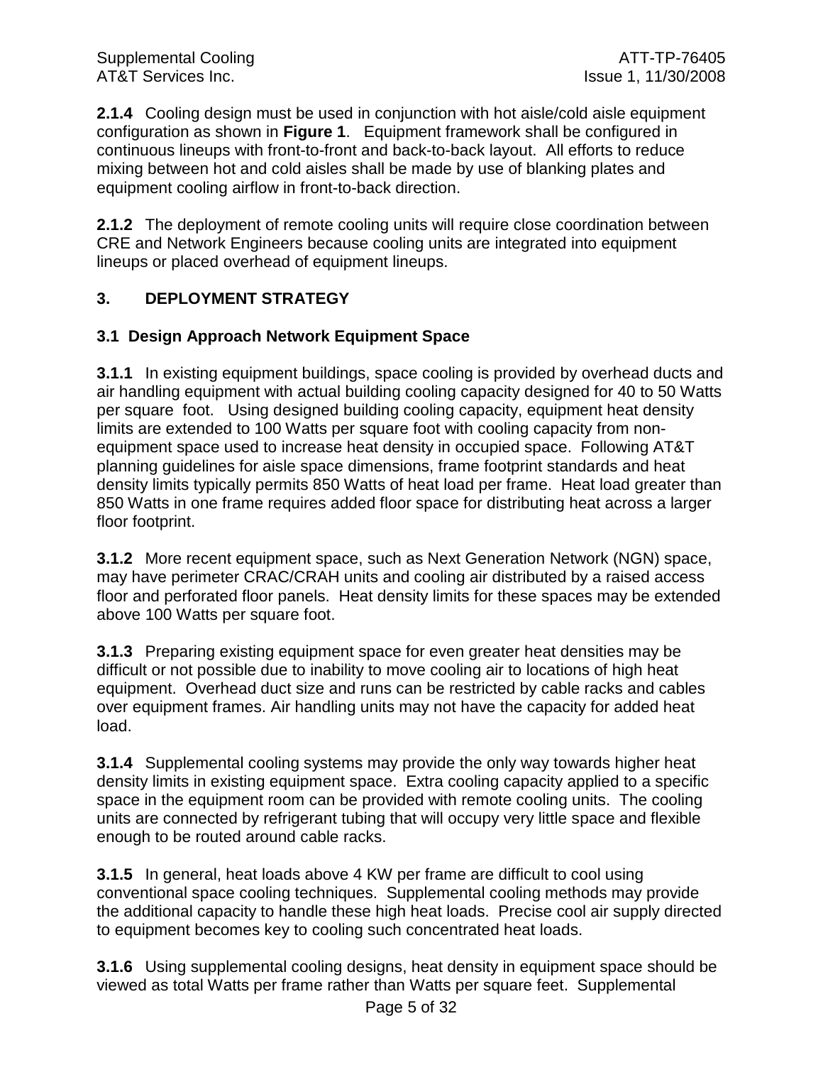**2.1.4** Cooling design must be used in conjunction with hot aisle/cold aisle equipment configuration as shown in **Figure 1**. Equipment framework shall be configured in continuous lineups with front-to-front and back-to-back layout. All efforts to reduce mixing between hot and cold aisles shall be made by use of blanking plates and equipment cooling airflow in front-to-back direction.

**2.1.2** The deployment of remote cooling units will require close coordination between CRE and Network Engineers because cooling units are integrated into equipment lineups or placed overhead of equipment lineups.

## 3. DEPLOYMENT STRATEGY

### 3.1 Design Approach Network Equipment Space

**3.1.1** In existing equipment buildings, space cooling is provided by overhead ducts and air handling equipment with actual building cooling capacity designed for 40 to 50 Watts per square foot. Using designed building cooling capacity, equipment heat density limits are extended to 100 Watts per square foot with cooling capacity from non-equipment space used to increase heat density in occupied space. Following AT&T planning guidelines for aisle space dimensions, frame footprint standards and heat density limits typically permits 850 Watts of heat load per frame. Heat load greater than 850 Watts in one frame requires added floor space for distributing heat across a larger floor footprint.

**3.1.2** More recent equipment space, such as Next Generation Network (NGN) space, may have perimeter CRAC/CRAH units and cooling air distributed by a raised access floor and perforated floor panels. Heat density limits for these spaces may be extended above 100 Watts per square foot.

**3.1.3** Preparing existing equipment space for even greater heat densities may be difficult or not possible due to inability to move cooling air to locations of high heat equipment. Overhead duct size and runs can be restricted by cable racks and cables over equipment frames. Air handling units may not have the capacity for added heat load.

**3.1.4** Supplemental cooling systems may provide the only way towards higher heat density limits in existing equipment space. Extra cooling capacity applied to a specific space in the equipment room can be provided with remote cooling units. The cooling units are connected by refrigerant tubing that will occupy very little space and flexible enough to be routed around cable racks.

**3.1.5** In general, heat loads above 4 KW per frame are difficult to cool using conventional space cooling techniques. Supplemental cooling methods may provide the additional capacity to handle these high heat loads. Precise cool air supply directed to equipment becomes key to cooling such concentrated heat loads.

**3.1.6** Using supplemental cooling designs, heat density in equipment space should be viewed as total Watts per frame rather than Watts per square feet. Supplemental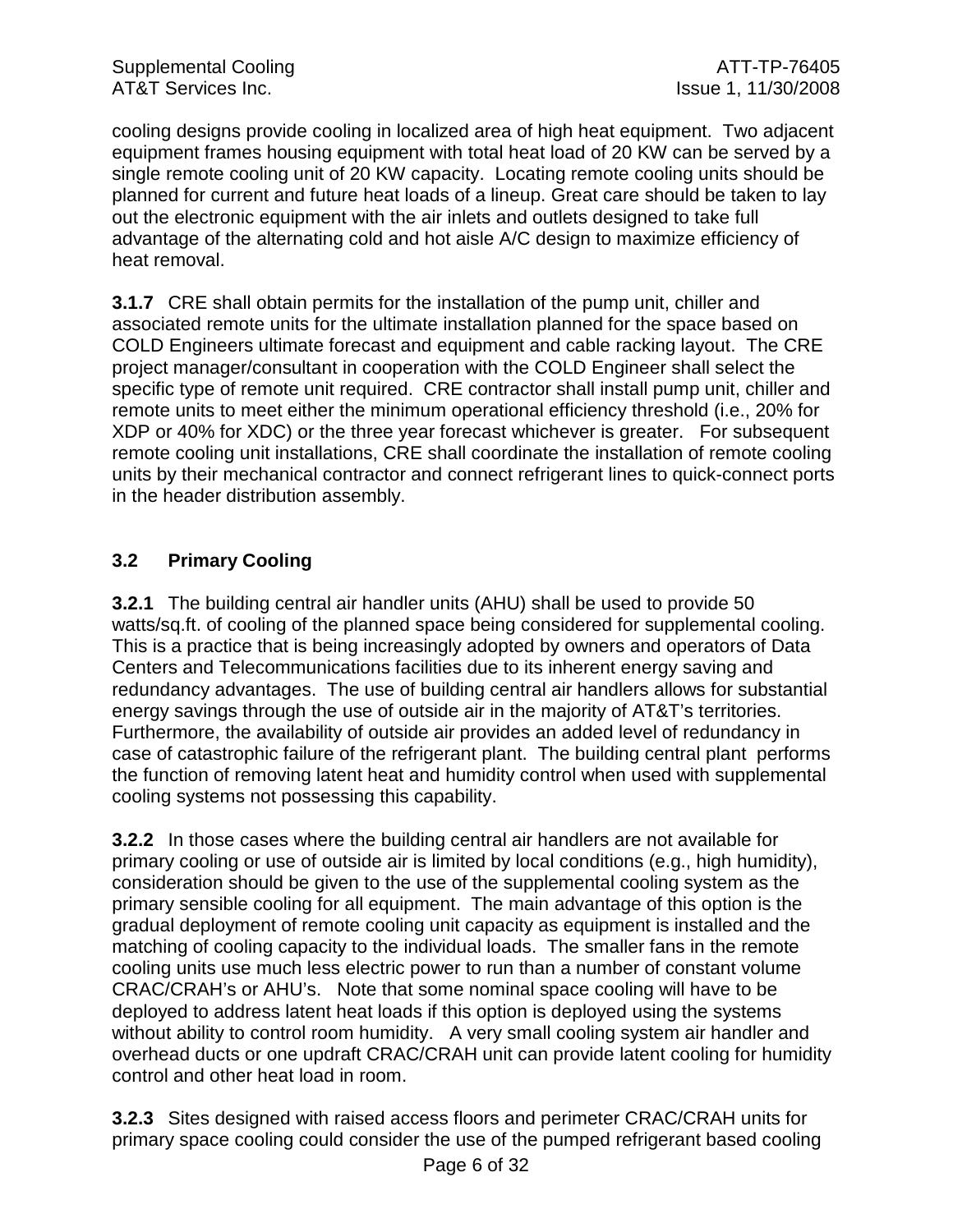cooling designs provide cooling in localized area of high heat equipment. Two adjacent equipment frames housing equipment with total heat load of 20 KW can be served by a single remote cooling unit of 20 KW capacity. Locating remote cooling units should be planned for current and future heat loads of a lineup. Great care should be taken to lay out the electronic equipment with the air inlets and outlets designed to take full advantage of the alternating cold and hot aisle A/C design to maximize efficiency of heat removal.

**3.1.7** CRE shall obtain permits for the installation of the pump unit, chiller and associated remote units for the ultimate installation planned for the space based on COLD Engineers ultimate forecast and equipment and cable racking layout. The CRE project manager/consultant in cooperation with the COLD Engineer shall select the specific type of remote unit required. CRE contractor shall install pump unit, chiller and remote units to meet either the minimum operational efficiency threshold (i.e., 20% for XDP or 40% for XDC) or the three year forecast whichever is greater. For subsequent remote cooling unit installations, CRE shall coordinate the installation of remote cooling units by their mechanical contractor and connect refrigerant lines to quick-connect ports in the header distribution assembly.

## 3.2 Primary Cooling

**3.2.1** The building central air handler units (AHU) shall be used to provide 50 watts/sq.ft. of cooling of the planned space being considered for supplemental cooling. This is a practice that is being increasingly adopted by owners and operators of Data Centers and Telecommunications facilities due to its inherent energy saving and redundancy advantages. The use of building central air handlers allows for substantial energy savings through the use of outside air in the majority of AT&T's territories. Furthermore, the availability of outside air provides an added level of redundancy in case of catastrophic failure of the refrigerant plant. The building central plant performs the function of removing latent heat and humidity control when used with supplemental cooling systems not possessing this capability.

**3.2.2** In those cases where the building central air handlers are not available for primary cooling or use of outside air is limited by local conditions (e.g., high humidity), consideration should be given to the use of the supplemental cooling system as the primary sensible cooling for all equipment. The main advantage of this option is the gradual deployment of remote cooling unit capacity as equipment is installed and the matching of cooling capacity to the individual loads. The smaller fans in the remote cooling units use much less electric power to run than a number of constant volume CRAC/CRAH's or AHU's. Note that some nominal space cooling will have to be deployed to address latent heat loads if this option is deployed using the systems without ability to control room humidity. A very small cooling system air handler and overhead ducts or one updraft CRAC/CRAH unit can provide latent cooling for humidity control and other heat load in room.

**3.2.3** Sites designed with raised access floors and perimeter CRAC/CRAH units for primary space cooling could consider the use of the pumped refrigerant based cooling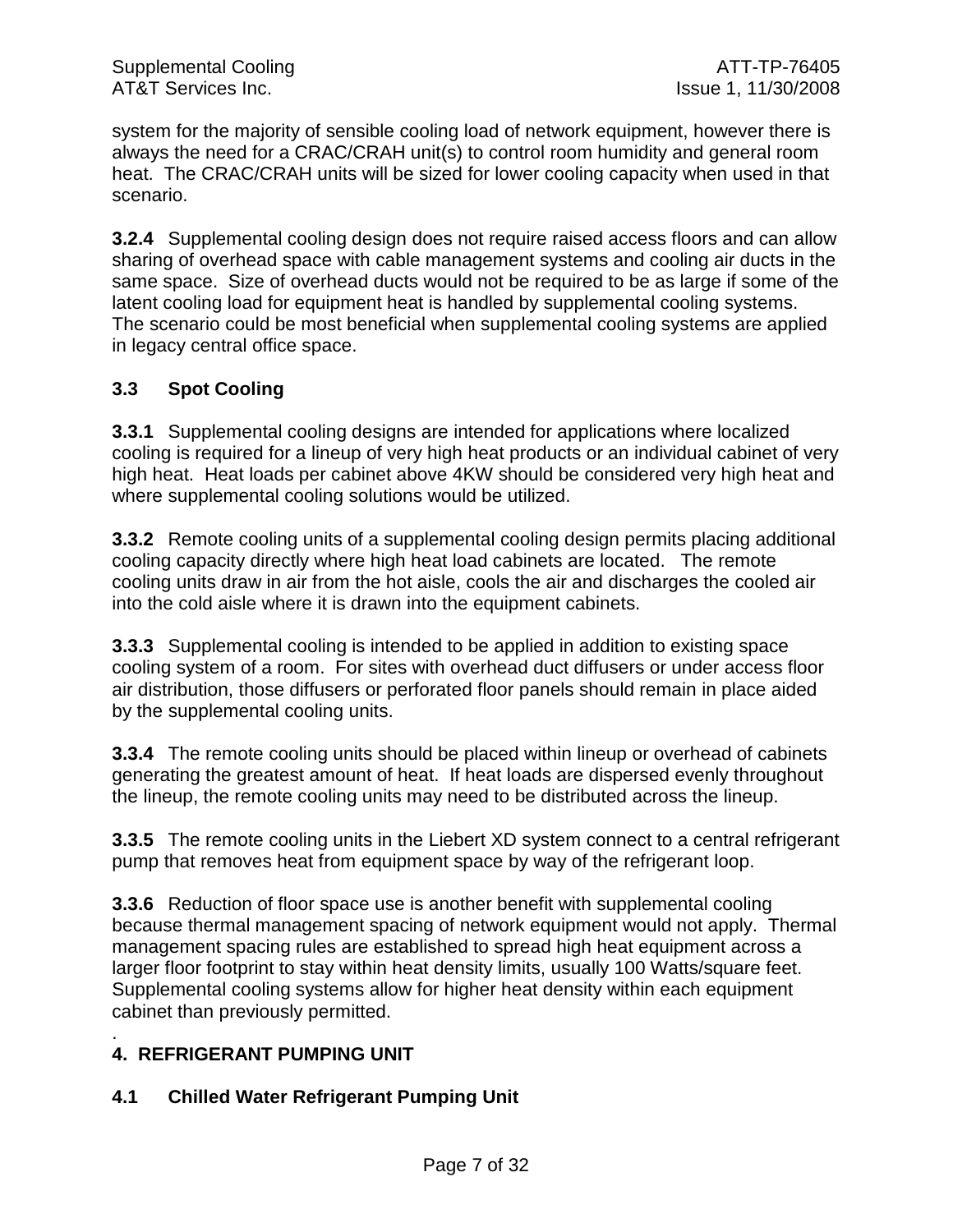system for the majority of sensible cooling load of network equipment, however there is always the need for a CRAC/CRAH unit(s) to control room humidity and general room heat. The CRAC/CRAH units will be sized for lower cooling capacity when used in that scenario.

**3.2.4** Supplemental cooling design does not require raised access floors and can allow sharing of overhead space with cable management systems and cooling air ducts in the same space. Size of overhead ducts would not be required to be as large if some of the latent cooling load for equipment heat is handled by supplemental cooling systems. The scenario could be most beneficial when supplemental cooling systems are applied in legacy central office space.

### 3.3 Spot Cooling

**3.3.1** Supplemental cooling designs are intended for applications where localized cooling is required for a lineup of very high heat products or an individual cabinet of very high heat. Heat loads per cabinet above 4KW should be considered very high heat and where supplemental cooling solutions would be utilized.

**3.3.2** Remote cooling units of a supplemental cooling design permits placing additional cooling capacity directly where high heat load cabinets are located. The remote cooling units draw in air from the hot aisle, cools the air and discharges the cooled air into the cold aisle where it is drawn into the equipment cabinets.

**3.3.3** Supplemental cooling is intended to be applied in addition to existing space cooling system of a room. For sites with overhead duct diffusers or under access floor air distribution, those diffusers or perforated floor panels should remain in place aided by the supplemental cooling units.

**3.3.4** The remote cooling units should be placed within lineup or overhead of cabinets generating the greatest amount of heat. If heat loads are dispersed evenly throughout the lineup, the remote cooling units may need to be distributed across the lineup.

**3.3.5** The remote cooling units in the Liebert XD system connect to a central refrigerant pump that removes heat from equipment space by way of the refrigerant loop.

**3.3.6** Reduction of floor space use is another benefit with supplemental cooling because thermal management spacing of network equipment would not apply. Thermal management spacing rules are established to spread high heat equipment across a larger floor footprint to stay within heat density limits, usually 100 Watts/square feet. Supplemental cooling systems allow for higher heat density within each equipment cabinet than previously permitted.

.

## 4. REFRIGERANT PUMPING UNIT

### 4.1 Chilled Water Refrigerant Pumping Unit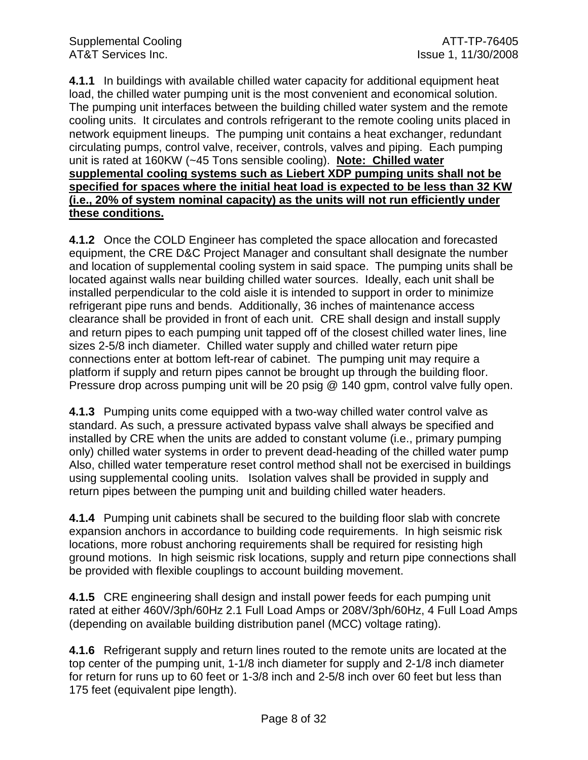**4.1.1** In buildings with available chilled water capacity for additional equipment heat load, the chilled water pumping unit is the most convenient and economical solution. The pumping unit interfaces between the building chilled water system and the remote cooling units. It circulates and controls refrigerant to the remote cooling units placed in network equipment lineups. The pumping unit contains a heat exchanger, redundant circulating pumps, control valve, receiver, controls, valves and piping. Each pumping unit is rated at 160KW (~45 Tons sensible cooling). **Note: Chilled water supplemental cooling systems such as Liebert XDP pumping units shall not be specified for spaces where the initial heat load is expected to be less than 32 KW (i.e., 20% of system nominal capacity) as the units will not run efficiently under these conditions.**

**4.1.2** Once the COLD Engineer has completed the space allocation and forecasted equipment, the CRE D&C Project Manager and consultant shall designate the number and location of supplemental cooling system in said space. The pumping units shall be located against walls near building chilled water sources. Ideally, each unit shall be installed perpendicular to the cold aisle it is intended to support in order to minimize refrigerant pipe runs and bends. Additionally, 36 inches of maintenance access clearance shall be provided in front of each unit. CRE shall design and install supply and return pipes to each pumping unit tapped off of the closest chilled water lines, line sizes 2-5/8 inch diameter. Chilled water supply and chilled water return pipe connections enter at bottom left-rear of cabinet. The pumping unit may require a platform if supply and return pipes cannot be brought up through the building floor. Pressure drop across pumping unit will be 20 psig @ 140 gpm, control valve fully open.

**4.1.3** Pumping units come equipped with a two-way chilled water control valve as standard. As such, a pressure activated bypass valve shall always be specified and installed by CRE when the units are added to constant volume (i.e., primary pumping only) chilled water systems in order to prevent dead-heading of the chilled water pump Also, chilled water temperature reset control method shall not be exercised in buildings using supplemental cooling units. Isolation valves shall be provided in supply and return pipes between the pumping unit and building chilled water headers.

**4.1.4** Pumping unit cabinets shall be secured to the building floor slab with concrete expansion anchors in accordance to building code requirements. In high seismic risk locations, more robust anchoring requirements shall be required for resisting high ground motions. In high seismic risk locations, supply and return pipe connections shall be provided with flexible couplings to account building movement.

**4.1.5** CRE engineering shall design and install power feeds for each pumping unit rated at either 460V/3ph/60Hz 2.1 Full Load Amps or 208V/3ph/60Hz, 4 Full Load Amps (depending on available building distribution panel (MCC) voltage rating).

**4.1.6** Refrigerant supply and return lines routed to the remote units are located at the top center of the pumping unit, 1-1/8 inch diameter for supply and 2-1/8 inch diameter for return for runs up to 60 feet or 1-3/8 inch and 2-5/8 inch over 60 feet but less than 175 feet (equivalent pipe length).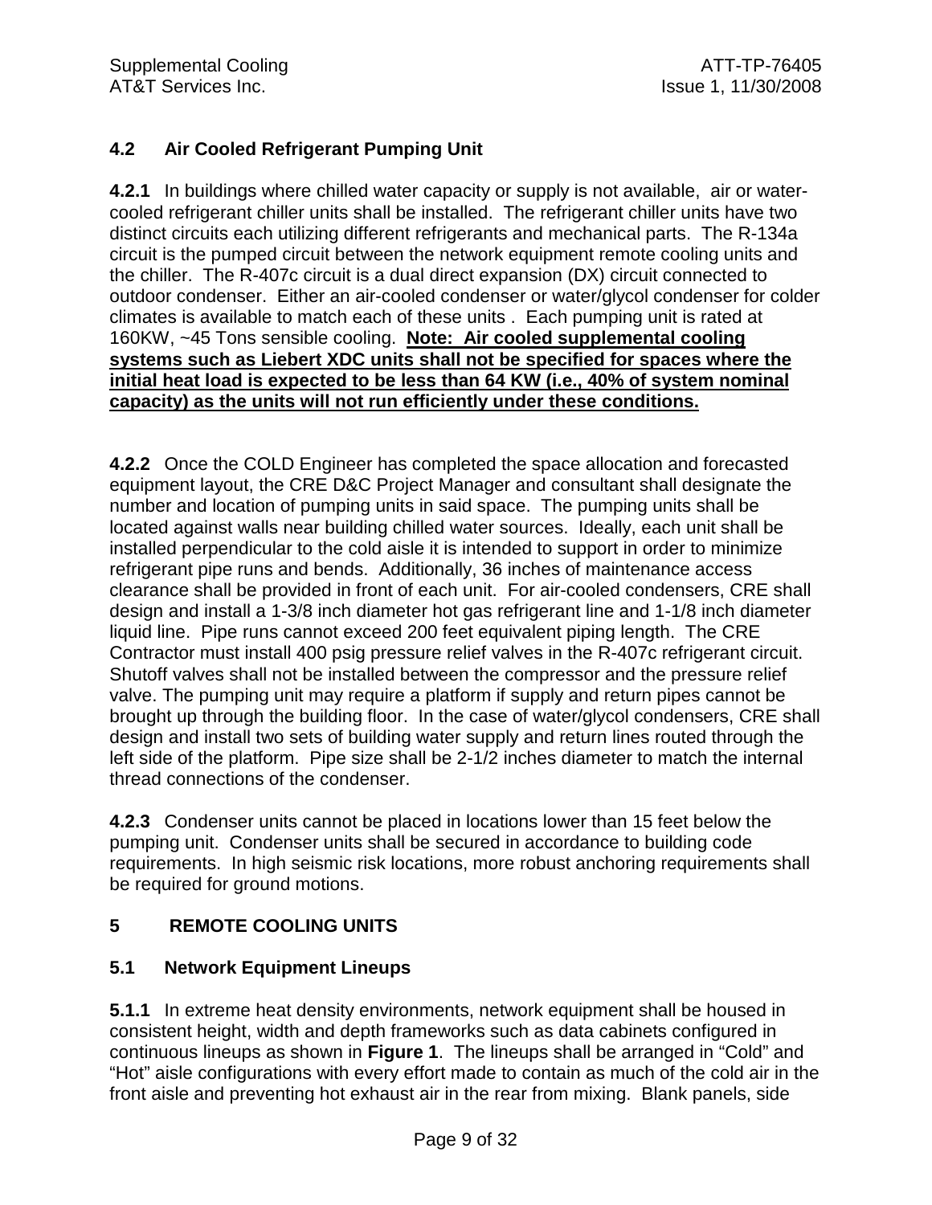### 4.2 Air Cooled Refrigerant Pumping Unit

**4.2.1** In buildings where chilled water capacity or supply is not available, air or water-cooled refrigerant chiller units shall be installed. The refrigerant chiller units have two distinct circuits each utilizing different refrigerants and mechanical parts. The R-134a circuit is the pumped circuit between the network equipment remote cooling units and the chiller. The R-407c circuit is a dual direct expansion (DX) circuit connected to outdoor condenser. Either an air-cooled condenser or water/glycol condenser for colder climates is available to match each of these units . Each pumping unit is rated at 160KW, ~45 Tons sensible cooling. **Note: Air cooled supplemental cooling systems such as Liebert XDC units shall not be specified for spaces where the initial heat load is expected to be less than 64 KW (i.e., 40% of system nominal capacity) as the units will not run efficiently under these conditions.**

**4.2.2** Once the COLD Engineer has completed the space allocation and forecasted equipment layout, the CRE D&C Project Manager and consultant shall designate the number and location of pumping units in said space. The pumping units shall be located against walls near building chilled water sources. Ideally, each unit shall be installed perpendicular to the cold aisle it is intended to support in order to minimize refrigerant pipe runs and bends. Additionally, 36 inches of maintenance access clearance shall be provided in front of each unit. For air-cooled condensers, CRE shall design and install a 1-3/8 inch diameter hot gas refrigerant line and 1-1/8 inch diameter liquid line. Pipe runs cannot exceed 200 feet equivalent piping length. The CRE Contractor must install 400 psig pressure relief valves in the R-407c refrigerant circuit. Shutoff valves shall not be installed between the compressor and the pressure relief valve. The pumping unit may require a platform if supply and return pipes cannot be brought up through the building floor. In the case of water/glycol condensers, CRE shall design and install two sets of building water supply and return lines routed through the left side of the platform. Pipe size shall be 2-1/2 inches diameter to match the internal thread connections of the condenser.

**4.2.3** Condenser units cannot be placed in locations lower than 15 feet below the pumping unit. Condenser units shall be secured in accordance to building code requirements. In high seismic risk locations, more robust anchoring requirements shall be required for ground motions.

## 5 REMOTE COOLING UNITS

### 5.1 Network Equipment Lineups

**5.1.1** In extreme heat density environments, network equipment shall be housed in consistent height, width and depth frameworks such as data cabinets configured in continuous lineups as shown in **Figure 1**. The lineups shall be arranged in "Cold" and "Hot" aisle configurations with every effort made to contain as much of the cold air in the front aisle and preventing hot exhaust air in the rear from mixing. Blank panels, side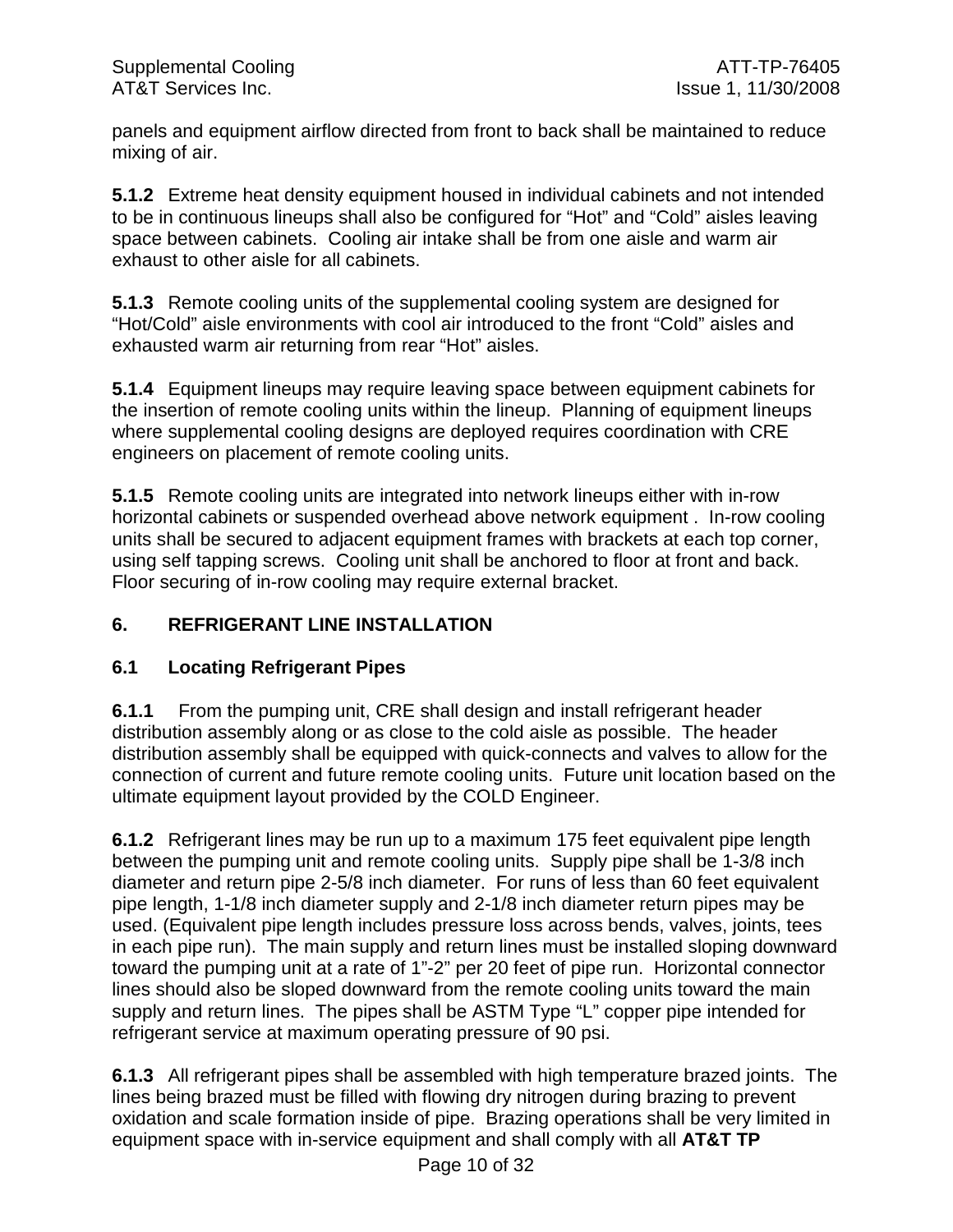panels and equipment airflow directed from front to back shall be maintained to reduce mixing of air.

**5.1.2** Extreme heat density equipment housed in individual cabinets and not intended to be in continuous lineups shall also be configured for “Hot” and “Cold” aisles leaving space between cabinets. Cooling air intake shall be from one aisle and warm air exhaust to other aisle for all cabinets.

**5.1.3** Remote cooling units of the supplemental cooling system are designed for “Hot/Cold” aisle environments with cool air introduced to the front “Cold” aisles and exhausted warm air returning from rear “Hot” aisles.

**5.1.4** Equipment lineups may require leaving space between equipment cabinets for the insertion of remote cooling units within the lineup. Planning of equipment lineups where supplemental cooling designs are deployed requires coordination with CRE engineers on placement of remote cooling units.

**5.1.5** Remote cooling units are integrated into network lineups either with in-row horizontal cabinets or suspended overhead above network equipment . In-row cooling units shall be secured to adjacent equipment frames with brackets at each top corner, using self tapping screws. Cooling unit shall be anchored to floor at front and back. Floor securing of in-row cooling may require external bracket.

## 6. REFRIGERANT LINE INSTALLATION

### 6.1 Locating Refrigerant Pipes

**6.1.1** From the pumping unit, CRE shall design and install refrigerant header distribution assembly along or as close to the cold aisle as possible. The header distribution assembly shall be equipped with quick-connects and valves to allow for the connection of current and future remote cooling units. Future unit location based on the ultimate equipment layout provided by the COLD Engineer.

**6.1.2** Refrigerant lines may be run up to a maximum 175 feet equivalent pipe length between the pumping unit and remote cooling units. Supply pipe shall be 1-3/8 inch diameter and return pipe 2-5/8 inch diameter. For runs of less than 60 feet equivalent pipe length, 1-1/8 inch diameter supply and 2-1/8 inch diameter return pipes may be used. (Equivalent pipe length includes pressure loss across bends, valves, joints, tees in each pipe run). The main supply and return lines must be installed sloping downward toward the pumping unit at a rate of 1”-2” per 20 feet of pipe run. Horizontal connector lines should also be sloped downward from the remote cooling units toward the main supply and return lines. The pipes shall be ASTM Type “L” copper pipe intended for refrigerant service at maximum operating pressure of 90 psi.

**6.1.3** All refrigerant pipes shall be assembled with high temperature brazed joints. The lines being brazed must be filled with flowing dry nitrogen during brazing to prevent oxidation and scale formation inside of pipe. Brazing operations shall be very limited in equipment space with in-service equipment and shall comply with all **AT&T TP**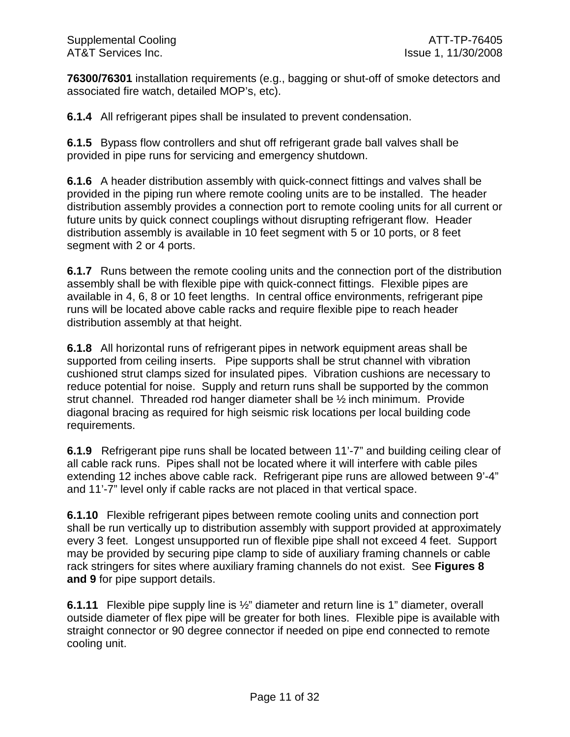**76300/76301** installation requirements (e.g., bagging or shut-off of smoke detectors and associated fire watch, detailed MOP's, etc).

**6.1.4** All refrigerant pipes shall be insulated to prevent condensation.

**6.1.5** Bypass flow controllers and shut off refrigerant grade ball valves shall be provided in pipe runs for servicing and emergency shutdown.

**6.1.6** A header distribution assembly with quick-connect fittings and valves shall be provided in the piping run where remote cooling units are to be installed. The header distribution assembly provides a connection port to remote cooling units for all current or future units by quick connect couplings without disrupting refrigerant flow. Header distribution assembly is available in 10 feet segment with 5 or 10 ports, or 8 feet segment with 2 or 4 ports.

**6.1.7** Runs between the remote cooling units and the connection port of the distribution assembly shall be with flexible pipe with quick-connect fittings. Flexible pipes are available in 4, 6, 8 or 10 feet lengths. In central office environments, refrigerant pipe runs will be located above cable racks and require flexible pipe to reach header distribution assembly at that height.

**6.1.8** All horizontal runs of refrigerant pipes in network equipment areas shall be supported from ceiling inserts. Pipe supports shall be strut channel with vibration cushioned strut clamps sized for insulated pipes. Vibration cushions are necessary to reduce potential for noise. Supply and return runs shall be supported by the common strut channel. Threaded rod hanger diameter shall be ½ inch minimum. Provide diagonal bracing as required for high seismic risk locations per local building code requirements.

**6.1.9** Refrigerant pipe runs shall be located between 11'-7" and building ceiling clear of all cable rack runs. Pipes shall not be located where it will interfere with cable piles extending 12 inches above cable rack. Refrigerant pipe runs are allowed between 9'-4" and 11'-7" level only if cable racks are not placed in that vertical space.

**6.1.10** Flexible refrigerant pipes between remote cooling units and connection port shall be run vertically up to distribution assembly with support provided at approximately every 3 feet. Longest unsupported run of flexible pipe shall not exceed 4 feet. Support may be provided by securing pipe clamp to side of auxiliary framing channels or cable rack stringers for sites where auxiliary framing channels do not exist. See **Figures 8 and 9** for pipe support details.

**6.1.11** Flexible pipe supply line is ½" diameter and return line is 1" diameter, overall outside diameter of flex pipe will be greater for both lines. Flexible pipe is available with straight connector or 90 degree connector if needed on pipe end connected to remote cooling unit.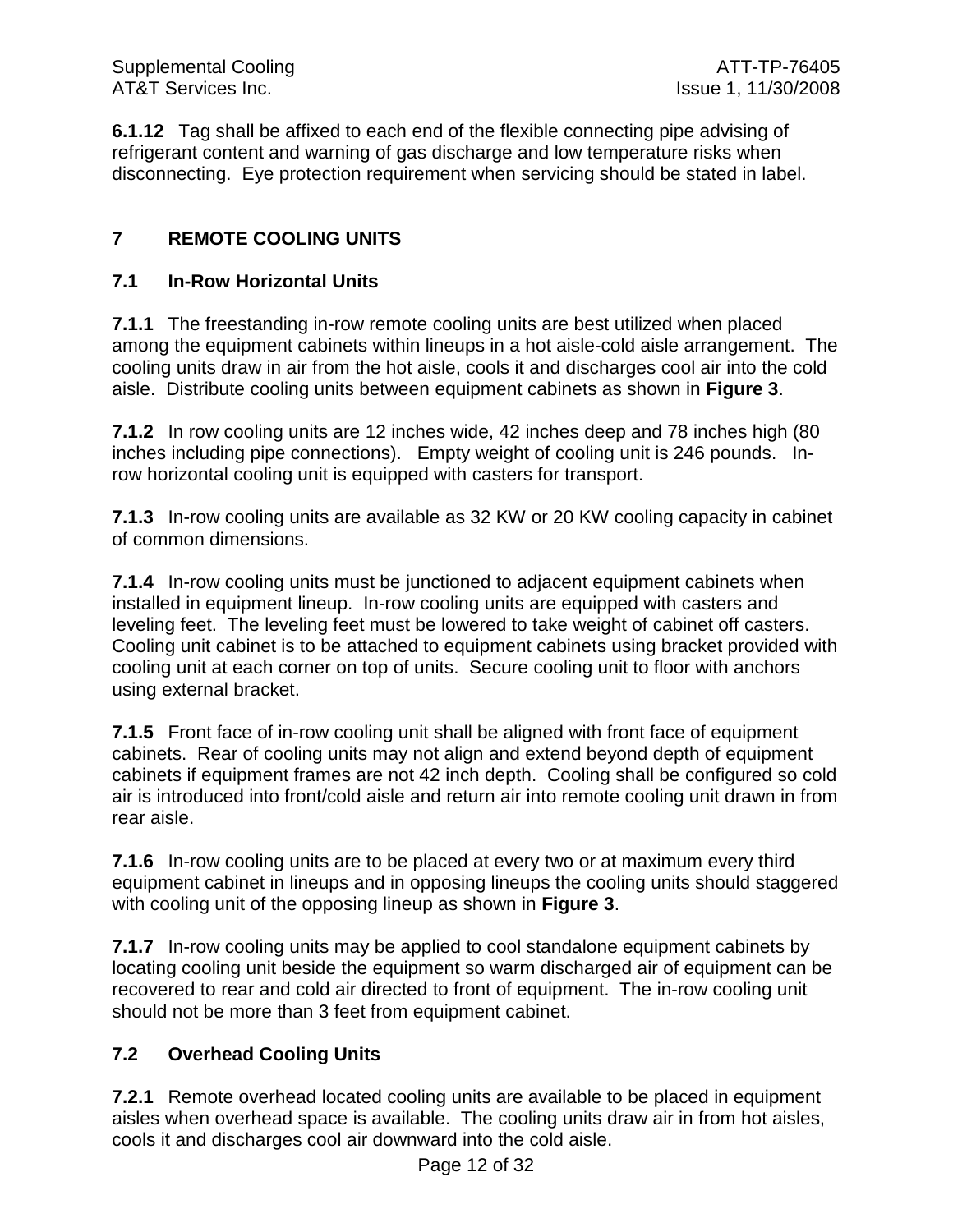**6.1.12** Tag shall be affixed to each end of the flexible connecting pipe advising of refrigerant content and warning of gas discharge and low temperature risks when disconnecting. Eye protection requirement when servicing should be stated in label.

# 7 REMOTE COOLING UNITS

## 7.1 In-Row Horizontal Units

**7.1.1** The freestanding in-row remote cooling units are best utilized when placed among the equipment cabinets within lineups in a hot aisle-cold aisle arrangement. The cooling units draw in air from the hot aisle, cools it and discharges cool air into the cold aisle. Distribute cooling units between equipment cabinets as shown in **Figure 3**.

**7.1.2** In row cooling units are 12 inches wide, 42 inches deep and 78 inches high (80 inches including pipe connections). Empty weight of cooling unit is 246 pounds. In-row horizontal cooling unit is equipped with casters for transport.

**7.1.3** In-row cooling units are available as 32 KW or 20 KW cooling capacity in cabinet of common dimensions.

**7.1.4** In-row cooling units must be junctioned to adjacent equipment cabinets when installed in equipment lineup. In-row cooling units are equipped with casters and leveling feet. The leveling feet must be lowered to take weight of cabinet off casters. Cooling unit cabinet is to be attached to equipment cabinets using bracket provided with cooling unit at each corner on top of units. Secure cooling unit to floor with anchors using external bracket.

**7.1.5** Front face of in-row cooling unit shall be aligned with front face of equipment cabinets. Rear of cooling units may not align and extend beyond depth of equipment cabinets if equipment frames are not 42 inch depth. Cooling shall be configured so cold air is introduced into front/cold aisle and return air into remote cooling unit drawn in from rear aisle.

**7.1.6** In-row cooling units are to be placed at every two or at maximum every third equipment cabinet in lineups and in opposing lineups the cooling units should staggered with cooling unit of the opposing lineup as shown in **Figure 3**.

**7.1.7** In-row cooling units may be applied to cool standalone equipment cabinets by locating cooling unit beside the equipment so warm discharged air of equipment can be recovered to rear and cold air directed to front of equipment. The in-row cooling unit should not be more than 3 feet from equipment cabinet.

## 7.2 Overhead Cooling Units

**7.2.1** Remote overhead located cooling units are available to be placed in equipment aisles when overhead space is available. The cooling units draw air in from hot aisles, cools it and discharges cool air downward into the cold aisle.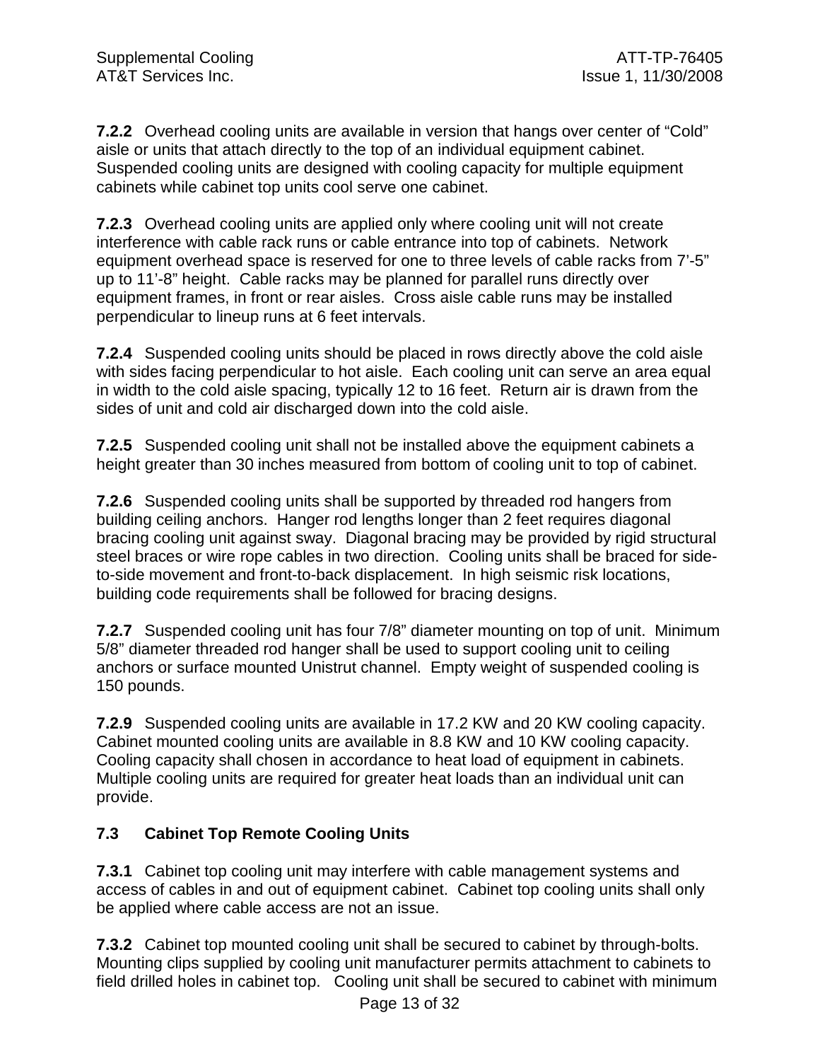**7.2.2** Overhead cooling units are available in version that hangs over center of “Cold” aisle or units that attach directly to the top of an individual equipment cabinet. Suspended cooling units are designed with cooling capacity for multiple equipment cabinets while cabinet top units cool serve one cabinet.

**7.2.3** Overhead cooling units are applied only where cooling unit will not create interference with cable rack runs or cable entrance into top of cabinets. Network equipment overhead space is reserved for one to three levels of cable racks from 7’-5” up to 11’-8” height. Cable racks may be planned for parallel runs directly over equipment frames, in front or rear aisles. Cross aisle cable runs may be installed perpendicular to lineup runs at 6 feet intervals.

**7.2.4** Suspended cooling units should be placed in rows directly above the cold aisle with sides facing perpendicular to hot aisle. Each cooling unit can serve an area equal in width to the cold aisle spacing, typically 12 to 16 feet. Return air is drawn from the sides of unit and cold air discharged down into the cold aisle.

**7.2.5** Suspended cooling unit shall not be installed above the equipment cabinets a height greater than 30 inches measured from bottom of cooling unit to top of cabinet.

**7.2.6** Suspended cooling units shall be supported by threaded rod hangers from building ceiling anchors. Hanger rod lengths longer than 2 feet requires diagonal bracing cooling unit against sway. Diagonal bracing may be provided by rigid structural steel braces or wire rope cables in two direction. Cooling units shall be braced for side-to-side movement and front-to-back displacement. In high seismic risk locations, building code requirements shall be followed for bracing designs.

**7.2.7** Suspended cooling unit has four 7/8” diameter mounting on top of unit. Minimum 5/8” diameter threaded rod hanger shall be used to support cooling unit to ceiling anchors or surface mounted Unistrut channel. Empty weight of suspended cooling is 150 pounds.

**7.2.9** Suspended cooling units are available in 17.2 KW and 20 KW cooling capacity. Cabinet mounted cooling units are available in 8.8 KW and 10 KW cooling capacity. Cooling capacity shall chosen in accordance to heat load of equipment in cabinets. Multiple cooling units are required for greater heat loads than an individual unit can provide.

### 7.3 Cabinet Top Remote Cooling Units

**7.3.1** Cabinet top cooling unit may interfere with cable management systems and access of cables in and out of equipment cabinet. Cabinet top cooling units shall only be applied where cable access are not an issue.

**7.3.2** Cabinet top mounted cooling unit shall be secured to cabinet by through-bolts. Mounting clips supplied by cooling unit manufacturer permits attachment to cabinets to field drilled holes in cabinet top. Cooling unit shall be secured to cabinet with minimum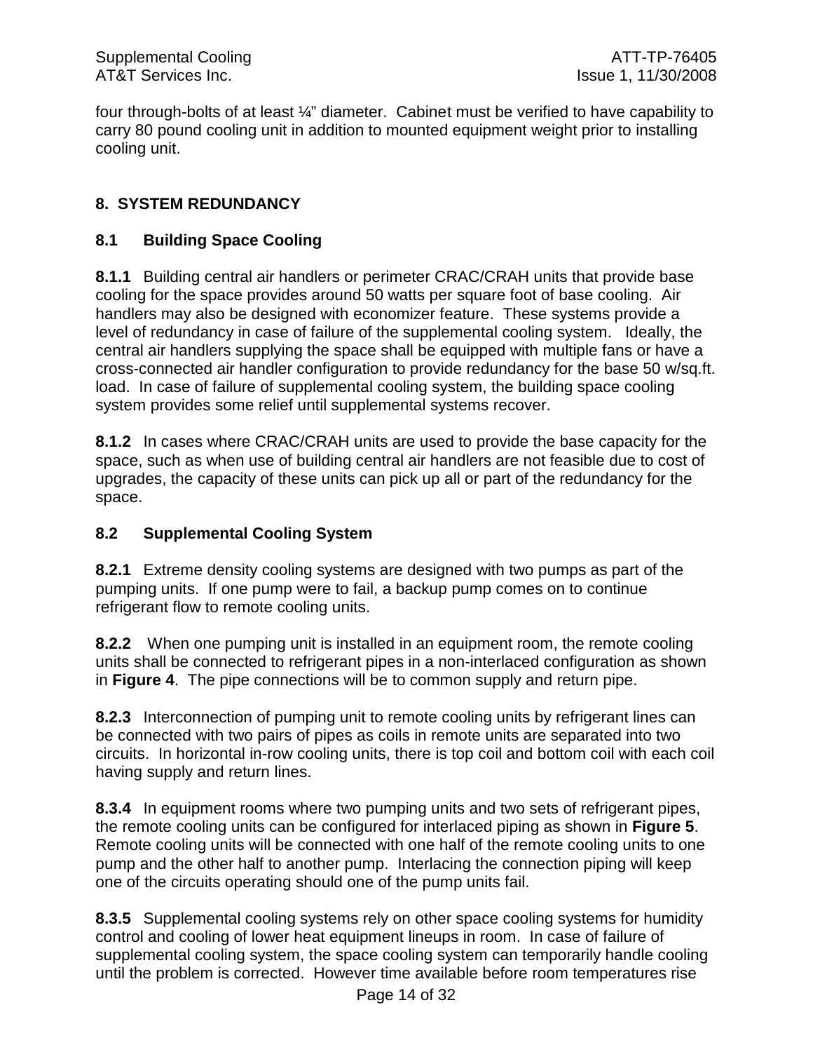four through-bolts of at least ¼" diameter. Cabinet must be verified to have capability to carry 80 pound cooling unit in addition to mounted equipment weight prior to installing cooling unit.

## 8. SYSTEM REDUNDANCY

### 8.1 Building Space Cooling

**8.1.1** Building central air handlers or perimeter CRAC/CRAH units that provide base cooling for the space provides around 50 watts per square foot of base cooling. Air handlers may also be designed with economizer feature. These systems provide a level of redundancy in case of failure of the supplemental cooling system. Ideally, the central air handlers supplying the space shall be equipped with multiple fans or have a cross-connected air handler configuration to provide redundancy for the base 50 w/sq.ft. load. In case of failure of supplemental cooling system, the building space cooling system provides some relief until supplemental systems recover.

**8.1.2** In cases where CRAC/CRAH units are used to provide the base capacity for the space, such as when use of building central air handlers are not feasible due to cost of upgrades, the capacity of these units can pick up all or part of the redundancy for the space.

### 8.2 Supplemental Cooling System

**8.2.1** Extreme density cooling systems are designed with two pumps as part of the pumping units. If one pump were to fail, a backup pump comes on to continue refrigerant flow to remote cooling units.

**8.2.2** When one pumping unit is installed in an equipment room, the remote cooling units shall be connected to refrigerant pipes in a non-interlaced configuration as shown in **Figure 4**. The pipe connections will be to common supply and return pipe.

**8.2.3** Interconnection of pumping unit to remote cooling units by refrigerant lines can be connected with two pairs of pipes as coils in remote units are separated into two circuits. In horizontal in-row cooling units, there is top coil and bottom coil with each coil having supply and return lines.

**8.3.4** In equipment rooms where two pumping units and two sets of refrigerant pipes, the remote cooling units can be configured for interlaced piping as shown in **Figure 5**. Remote cooling units will be connected with one half of the remote cooling units to one pump and the other half to another pump. Interlacing the connection piping will keep one of the circuits operating should one of the pump units fail.

**8.3.5** Supplemental cooling systems rely on other space cooling systems for humidity control and cooling of lower heat equipment lineups in room. In case of failure of supplemental cooling system, the space cooling system can temporarily handle cooling until the problem is corrected. However time available before room temperatures rise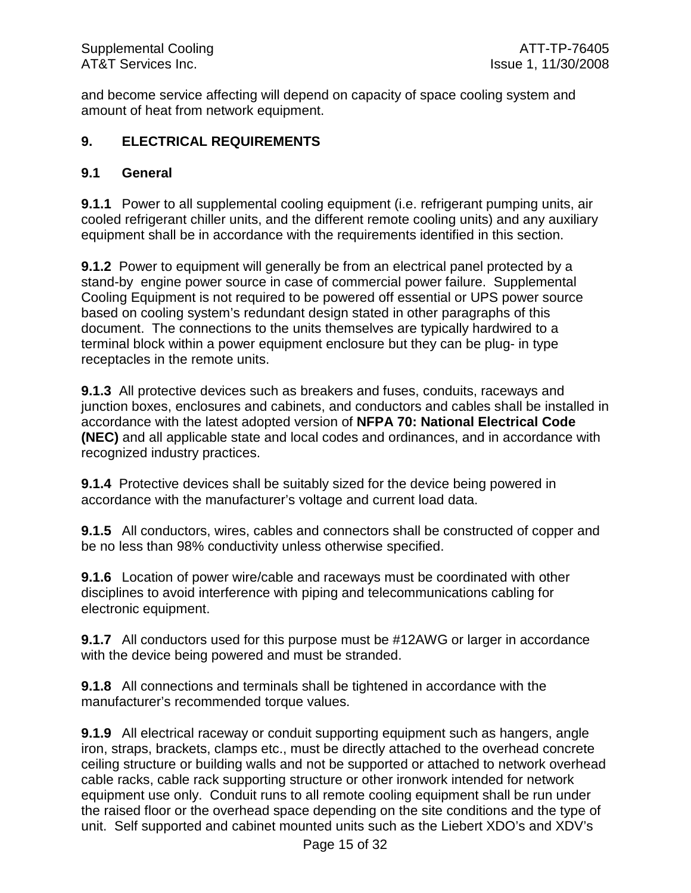and become service affecting will depend on capacity of space cooling system and amount of heat from network equipment.

## 9. ELECTRICAL REQUIREMENTS

### 9.1 General

**9.1.1** Power to all supplemental cooling equipment (i.e. refrigerant pumping units, air cooled refrigerant chiller units, and the different remote cooling units) and any auxiliary equipment shall be in accordance with the requirements identified in this section.

**9.1.2** Power to equipment will generally be from an electrical panel protected by a stand-by engine power source in case of commercial power failure. Supplemental Cooling Equipment is not required to be powered off essential or UPS power source based on cooling system's redundant design stated in other paragraphs of this document. The connections to the units themselves are typically hardwired to a terminal block within a power equipment enclosure but they can be plug- in type receptacles in the remote units.

**9.1.3** All protective devices such as breakers and fuses, conduits, raceways and junction boxes, enclosures and cabinets, and conductors and cables shall be installed in accordance with the latest adopted version of **NFPA 70: National Electrical Code (NEC)** and all applicable state and local codes and ordinances, and in accordance with recognized industry practices.

**9.1.4** Protective devices shall be suitably sized for the device being powered in accordance with the manufacturer's voltage and current load data.

**9.1.5** All conductors, wires, cables and connectors shall be constructed of copper and be no less than 98% conductivity unless otherwise specified.

**9.1.6** Location of power wire/cable and raceways must be coordinated with other disciplines to avoid interference with piping and telecommunications cabling for electronic equipment.

**9.1.7** All conductors used for this purpose must be #12AWG or larger in accordance with the device being powered and must be stranded.

**9.1.8** All connections and terminals shall be tightened in accordance with the manufacturer's recommended torque values.

**9.1.9** All electrical raceway or conduit supporting equipment such as hangers, angle iron, straps, brackets, clamps etc., must be directly attached to the overhead concrete ceiling structure or building walls and not be supported or attached to network overhead cable racks, cable rack supporting structure or other ironwork intended for network equipment use only. Conduit runs to all remote cooling equipment shall be run under the raised floor or the overhead space depending on the site conditions and the type of unit. Self supported and cabinet mounted units such as the Liebert XDO's and XDV's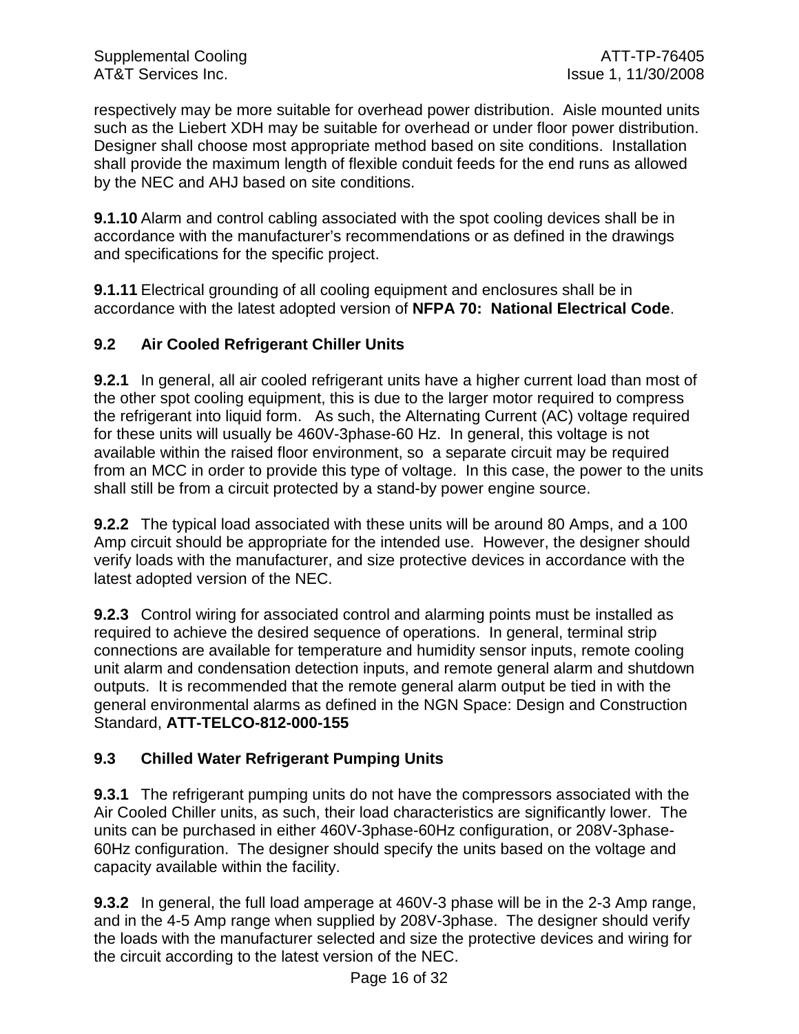respectively may be more suitable for overhead power distribution. Aisle mounted units such as the Liebert XDH may be suitable for overhead or under floor power distribution. Designer shall choose most appropriate method based on site conditions. Installation shall provide the maximum length of flexible conduit feeds for the end runs as allowed by the NEC and AHJ based on site conditions.

**9.1.10** Alarm and control cabling associated with the spot cooling devices shall be in accordance with the manufacturer's recommendations or as defined in the drawings and specifications for the specific project.

**9.1.11** Electrical grounding of all cooling equipment and enclosures shall be in accordance with the latest adopted version of **NFPA 70: National Electrical Code**.

## 9.2 Air Cooled Refrigerant Chiller Units

**9.2.1** In general, all air cooled refrigerant units have a higher current load than most of the other spot cooling equipment, this is due to the larger motor required to compress the refrigerant into liquid form. As such, the Alternating Current (AC) voltage required for these units will usually be 460V-3phase-60 Hz. In general, this voltage is not available within the raised floor environment, so a separate circuit may be required from an MCC in order to provide this type of voltage. In this case, the power to the units shall still be from a circuit protected by a stand-by power engine source.

**9.2.2** The typical load associated with these units will be around 80 Amps, and a 100 Amp circuit should be appropriate for the intended use. However, the designer should verify loads with the manufacturer, and size protective devices in accordance with the latest adopted version of the NEC.

**9.2.3** Control wiring for associated control and alarming points must be installed as required to achieve the desired sequence of operations. In general, terminal strip connections are available for temperature and humidity sensor inputs, remote cooling unit alarm and condensation detection inputs, and remote general alarm and shutdown outputs. It is recommended that the remote general alarm output be tied in with the general environmental alarms as defined in the NGN Space: Design and Construction Standard, **ATT-TELCO-812-000-155**

## 9.3 Chilled Water Refrigerant Pumping Units

**9.3.1** The refrigerant pumping units do not have the compressors associated with the Air Cooled Chiller units, as such, their load characteristics are significantly lower. The units can be purchased in either 460V-3phase-60Hz configuration, or 208V-3phase-60Hz configuration. The designer should specify the units based on the voltage and capacity available within the facility.

**9.3.2** In general, the full load amperage at 460V-3 phase will be in the 2-3 Amp range, and in the 4-5 Amp range when supplied by 208V-3phase. The designer should verify the loads with the manufacturer selected and size the protective devices and wiring for the circuit according to the latest version of the NEC.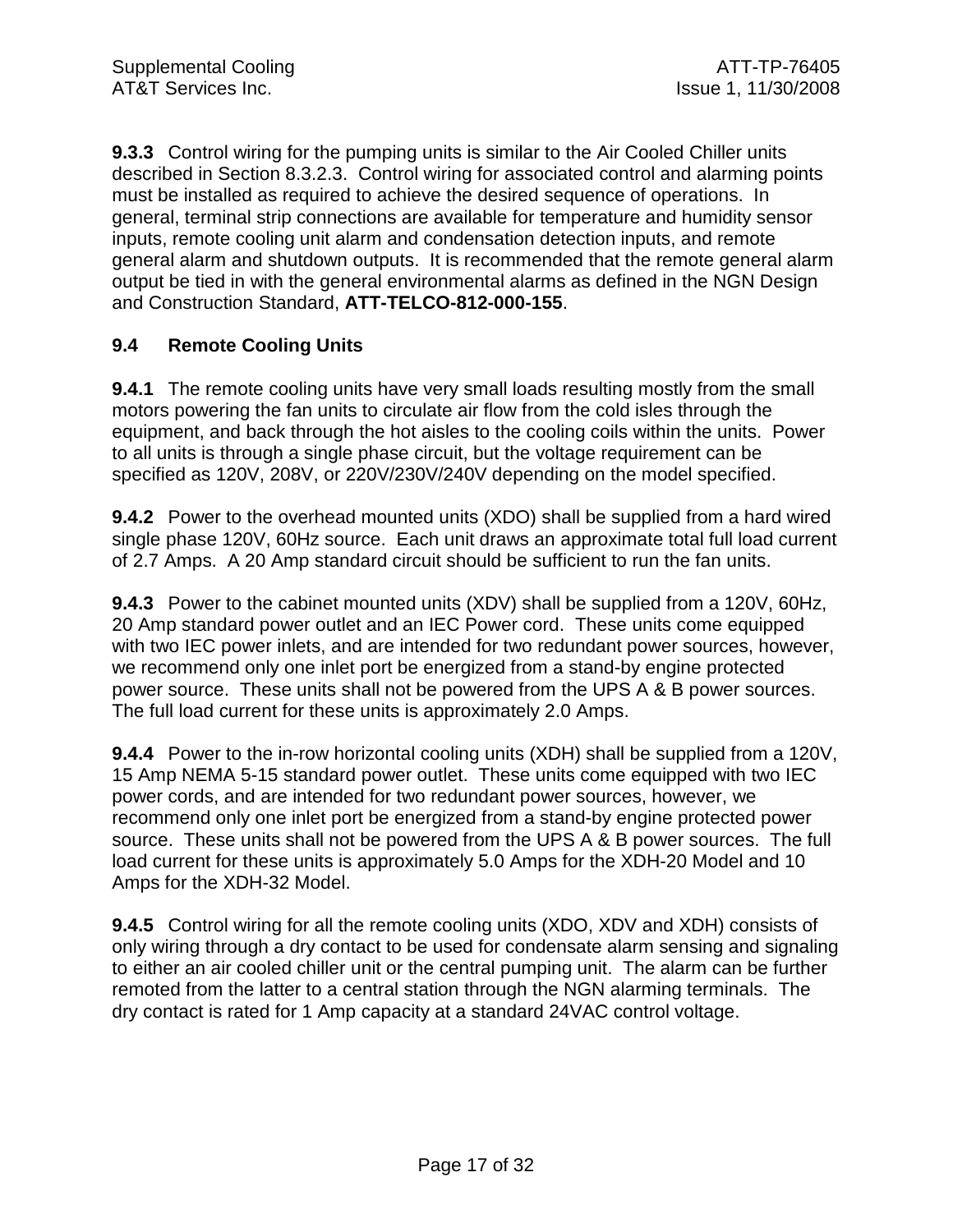**9.3.3** Control wiring for the pumping units is similar to the Air Cooled Chiller units described in Section 8.3.2.3. Control wiring for associated control and alarming points must be installed as required to achieve the desired sequence of operations. In general, terminal strip connections are available for temperature and humidity sensor inputs, remote cooling unit alarm and condensation detection inputs, and remote general alarm and shutdown outputs. It is recommended that the remote general alarm output be tied in with the general environmental alarms as defined in the NGN Design and Construction Standard, **ATT-TELCO-812-000-155**.

## 9.4 Remote Cooling Units

**9.4.1** The remote cooling units have very small loads resulting mostly from the small motors powering the fan units to circulate air flow from the cold isles through the equipment, and back through the hot aisles to the cooling coils within the units. Power to all units is through a single phase circuit, but the voltage requirement can be specified as 120V, 208V, or 220V/230V/240V depending on the model specified.

**9.4.2** Power to the overhead mounted units (XDO) shall be supplied from a hard wired single phase 120V, 60Hz source. Each unit draws an approximate total full load current of 2.7 Amps. A 20 Amp standard circuit should be sufficient to run the fan units.

**9.4.3** Power to the cabinet mounted units (XDV) shall be supplied from a 120V, 60Hz, 20 Amp standard power outlet and an IEC Power cord. These units come equipped with two IEC power inlets, and are intended for two redundant power sources, however, we recommend only one inlet port be energized from a stand-by engine protected power source. These units shall not be powered from the UPS A & B power sources. The full load current for these units is approximately 2.0 Amps.

**9.4.4** Power to the in-row horizontal cooling units (XDH) shall be supplied from a 120V, 15 Amp NEMA 5-15 standard power outlet. These units come equipped with two IEC power cords, and are intended for two redundant power sources, however, we recommend only one inlet port be energized from a stand-by engine protected power source. These units shall not be powered from the UPS A & B power sources. The full load current for these units is approximately 5.0 Amps for the XDH-20 Model and 10 Amps for the XDH-32 Model.

**9.4.5** Control wiring for all the remote cooling units (XDO, XDV and XDH) consists of only wiring through a dry contact to be used for condensate alarm sensing and signaling to either an air cooled chiller unit or the central pumping unit. The alarm can be further remoted from the latter to a central station through the NGN alarming terminals. The dry contact is rated for 1 Amp capacity at a standard 24VAC control voltage.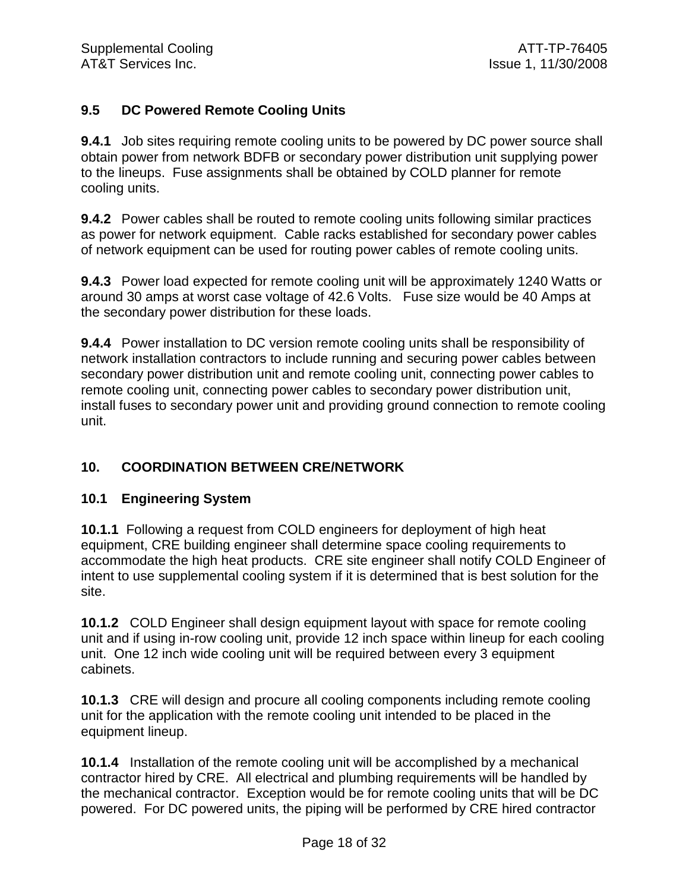## 9.5 DC Powered Remote Cooling Units

**9.4.1** Job sites requiring remote cooling units to be powered by DC power source shall obtain power from network BDFB or secondary power distribution unit supplying power to the lineups. Fuse assignments shall be obtained by COLD planner for remote cooling units.

**9.4.2** Power cables shall be routed to remote cooling units following similar practices as power for network equipment. Cable racks established for secondary power cables of network equipment can be used for routing power cables of remote cooling units.

**9.4.3** Power load expected for remote cooling unit will be approximately 1240 Watts or around 30 amps at worst case voltage of 42.6 Volts. Fuse size would be 40 Amps at the secondary power distribution for these loads.

**9.4.4** Power installation to DC version remote cooling units shall be responsibility of network installation contractors to include running and securing power cables between secondary power distribution unit and remote cooling unit, connecting power cables to remote cooling unit, connecting power cables to secondary power distribution unit, install fuses to secondary power unit and providing ground connection to remote cooling unit.

# 10. COORDINATION BETWEEN CRE/NETWORK

## 10.1 Engineering System

**10.1.1** Following a request from COLD engineers for deployment of high heat equipment, CRE building engineer shall determine space cooling requirements to accommodate the high heat products. CRE site engineer shall notify COLD Engineer of intent to use supplemental cooling system if it is determined that is best solution for the site.

**10.1.2** COLD Engineer shall design equipment layout with space for remote cooling unit and if using in-row cooling unit, provide 12 inch space within lineup for each cooling unit. One 12 inch wide cooling unit will be required between every 3 equipment cabinets.

**10.1.3** CRE will design and procure all cooling components including remote cooling unit for the application with the remote cooling unit intended to be placed in the equipment lineup.

**10.1.4** Installation of the remote cooling unit will be accomplished by a mechanical contractor hired by CRE. All electrical and plumbing requirements will be handled by the mechanical contractor. Exception would be for remote cooling units that will be DC powered. For DC powered units, the piping will be performed by CRE hired contractor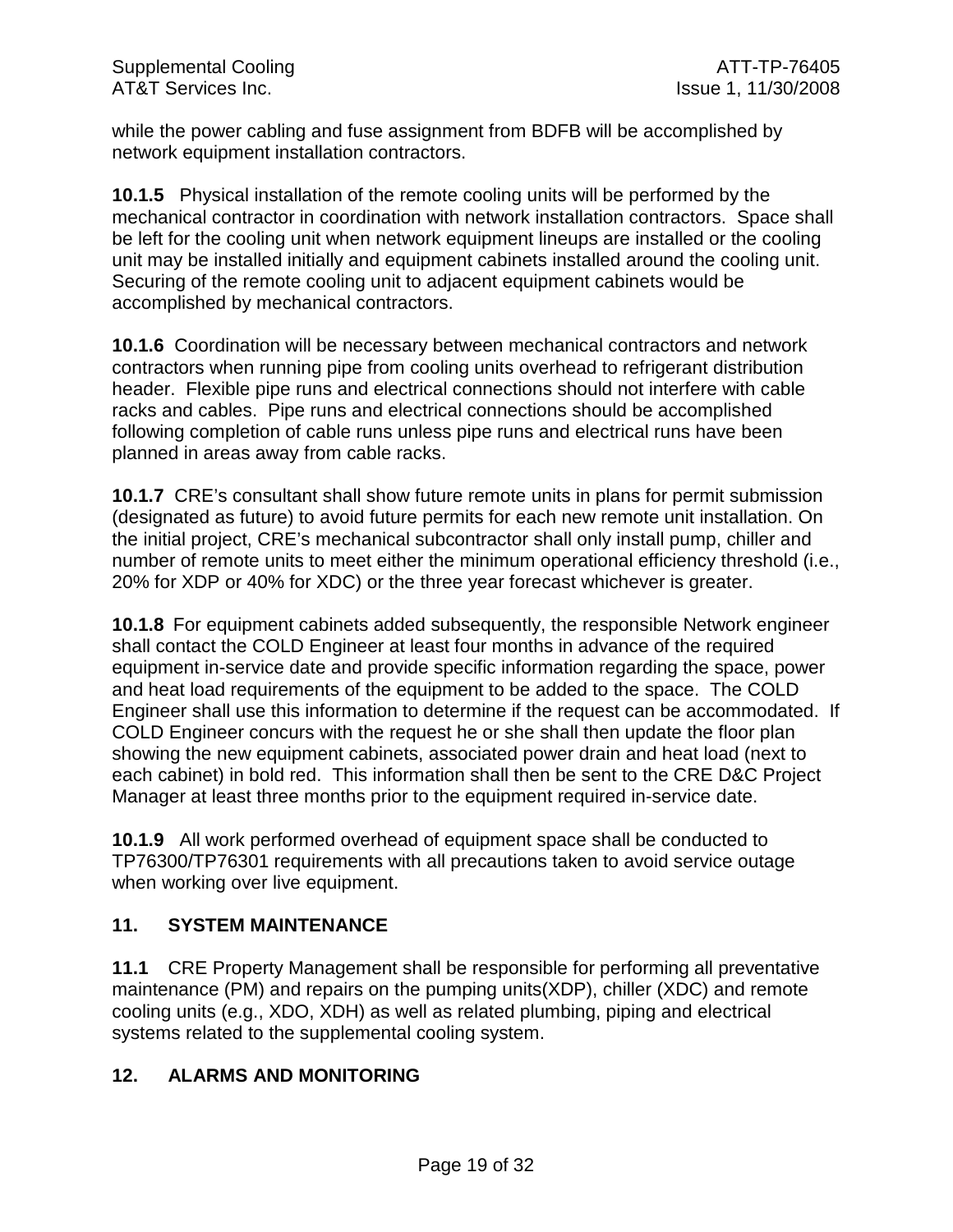while the power cabling and fuse assignment from BDFB will be accomplished by network equipment installation contractors.

**10.1.5** Physical installation of the remote cooling units will be performed by the mechanical contractor in coordination with network installation contractors. Space shall be left for the cooling unit when network equipment lineups are installed or the cooling unit may be installed initially and equipment cabinets installed around the cooling unit. Securing of the remote cooling unit to adjacent equipment cabinets would be accomplished by mechanical contractors.

**10.1.6** Coordination will be necessary between mechanical contractors and network contractors when running pipe from cooling units overhead to refrigerant distribution header. Flexible pipe runs and electrical connections should not interfere with cable racks and cables. Pipe runs and electrical connections should be accomplished following completion of cable runs unless pipe runs and electrical runs have been planned in areas away from cable racks.

**10.1.7** CRE's consultant shall show future remote units in plans for permit submission (designated as future) to avoid future permits for each new remote unit installation. On the initial project, CRE's mechanical subcontractor shall only install pump, chiller and number of remote units to meet either the minimum operational efficiency threshold (i.e., 20% for XDP or 40% for XDC) or the three year forecast whichever is greater.

**10.1.8** For equipment cabinets added subsequently, the responsible Network engineer shall contact the COLD Engineer at least four months in advance of the required equipment in-service date and provide specific information regarding the space, power and heat load requirements of the equipment to be added to the space. The COLD Engineer shall use this information to determine if the request can be accommodated. If COLD Engineer concurs with the request he or she shall then update the floor plan showing the new equipment cabinets, associated power drain and heat load (next to each cabinet) in bold red. This information shall then be sent to the CRE D&C Project Manager at least three months prior to the equipment required in-service date.

**10.1.9** All work performed overhead of equipment space shall be conducted to TP76300/TP76301 requirements with all precautions taken to avoid service outage when working over live equipment.

## 11. SYSTEM MAINTENANCE

**11.1** CRE Property Management shall be responsible for performing all preventative maintenance (PM) and repairs on the pumping units(XDP), chiller (XDC) and remote cooling units (e.g., XDO, XDH) as well as related plumbing, piping and electrical systems related to the supplemental cooling system.

## 12. ALARMS AND MONITORING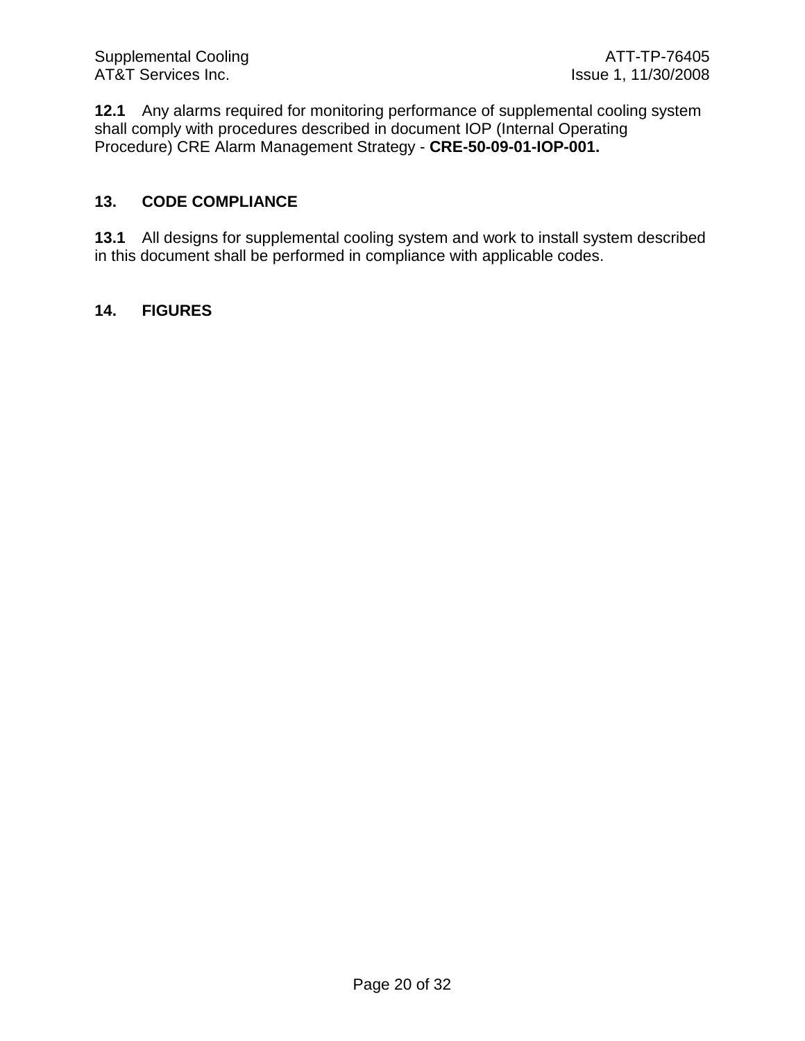**12.1** Any alarms required for monitoring performance of supplemental cooling system shall comply with procedures described in document IOP (Internal Operating Procedure) CRE Alarm Management Strategy - **CRE-50-09-01-IOP-001.**

## 13. CODE COMPLIANCE

**13.1** All designs for supplemental cooling system and work to install system described in this document shall be performed in compliance with applicable codes.

## 14. FIGURES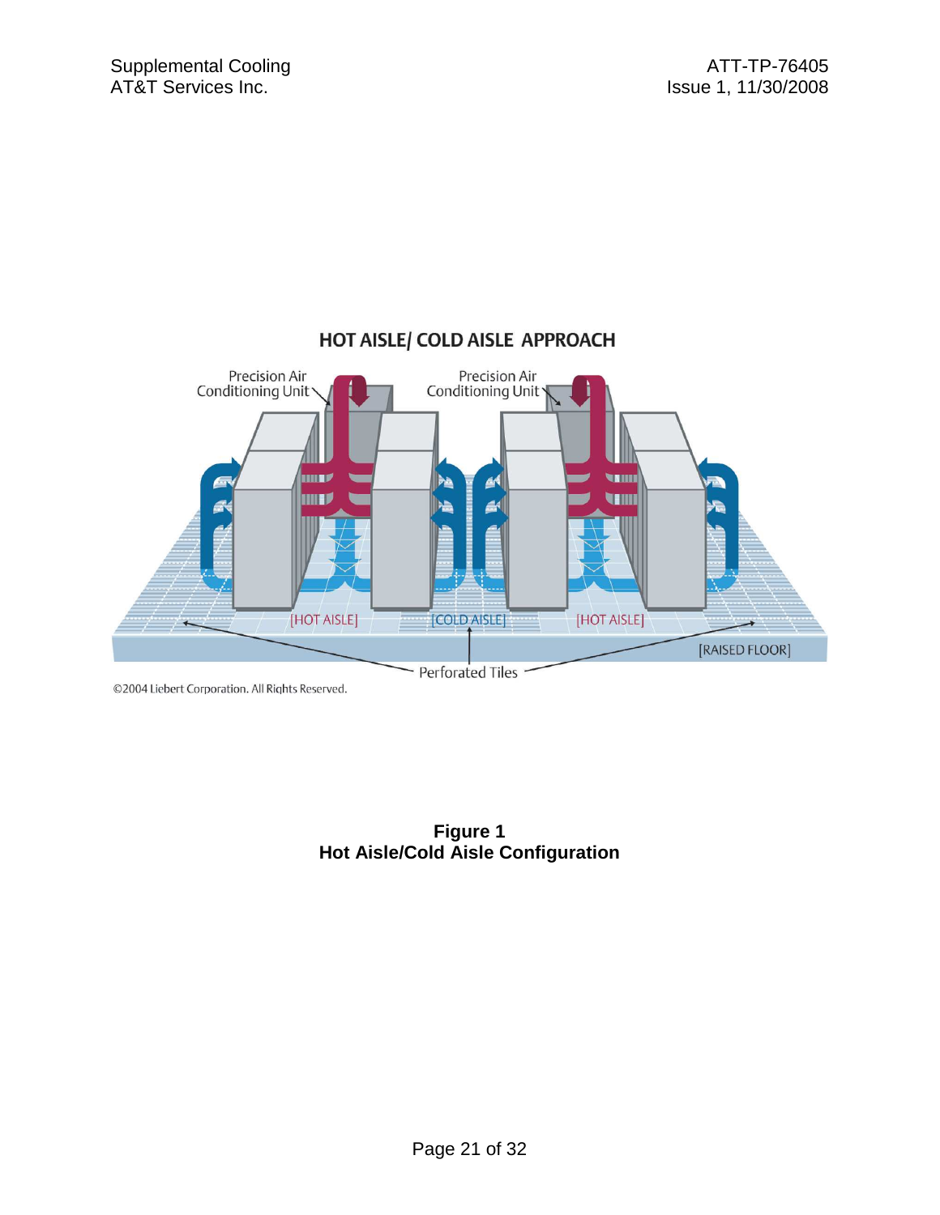HOT AISLE/ COLD AISLE APPROACH

Precision Air Conditioning Unit

Precision Air Conditioning Unit

[HOT AISLE]

[COLD AISLE]

[HOT AISLE]

[RAISED FLOOR]

Perforated Tiles

©2004 Liebert Corporation. All Rights Reserved.

**Figure 1**
**Hot Aisle/Cold Aisle Configuration**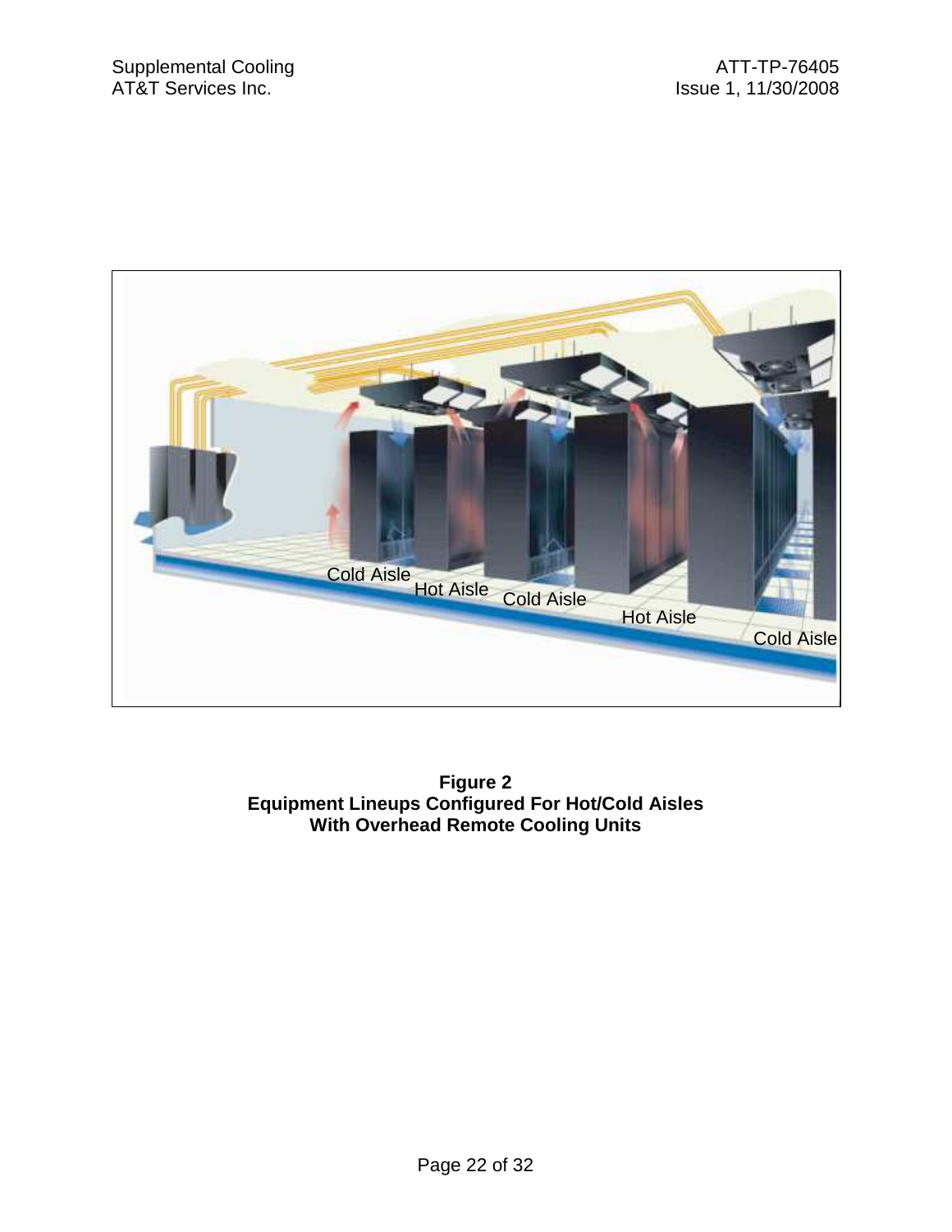Cold Aisle
Hot Aisle
Cold Aisle
Hot Aisle
Cold Aisle

**Figure 2**
**Equipment Lineups Configured For Hot/Cold Aisles**
**With Overhead Remote Cooling Units**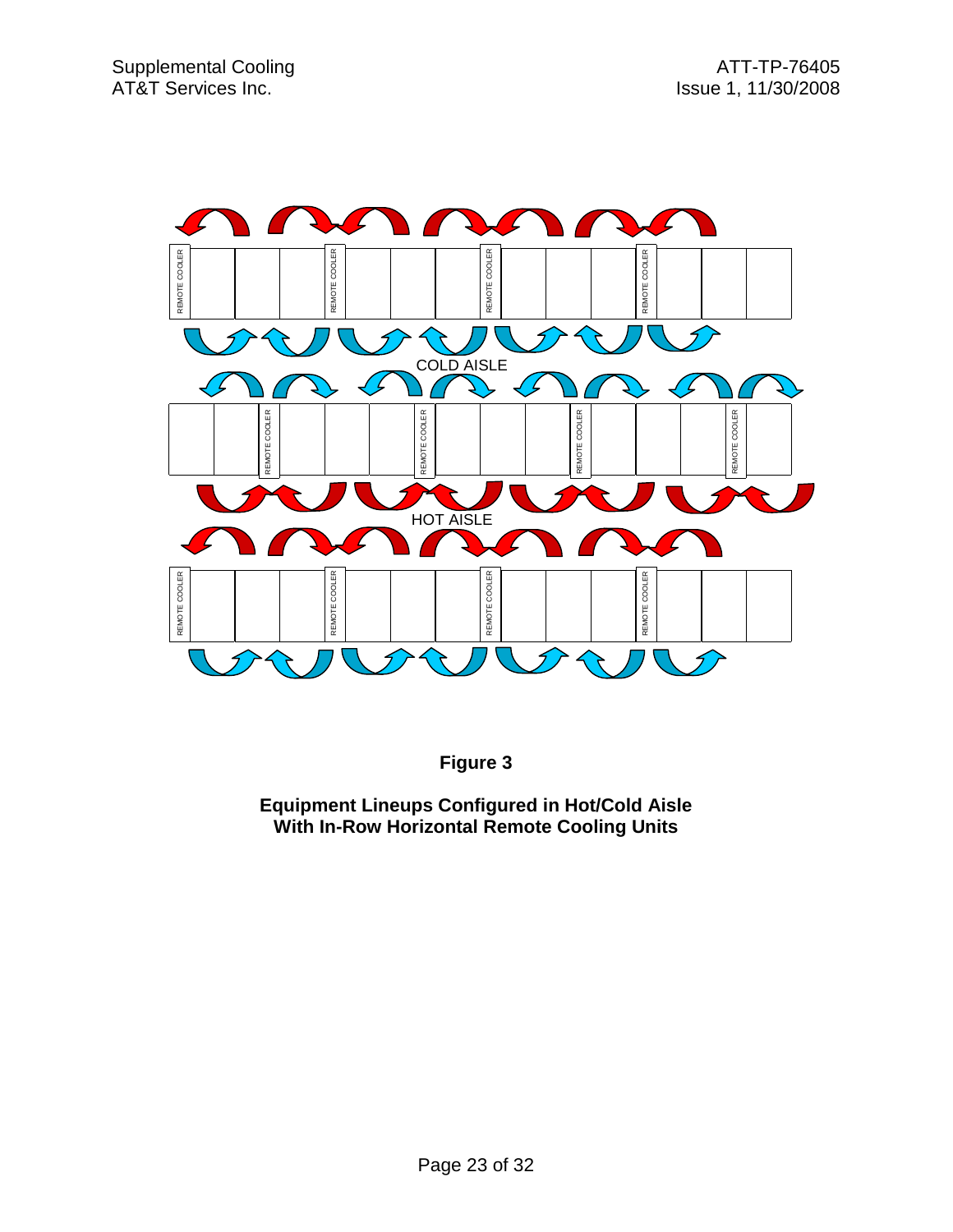REMOTE COOLER

REMOTE COOLER

REMOTE COOLER

REMOTE COOLER

COLD AISLE

REMOTE COOLER

REMOTE COOLER

REMOTE COOLER

REMOTE COOLER

HOT AISLE

REMOTE COOLER

REMOTE COOLER

REMOTE COOLER

REMOTE COOLER

**Figure 3**

**Equipment Lineups Configured in Hot/Cold Aisle With In-Row Horizontal Remote Cooling Units**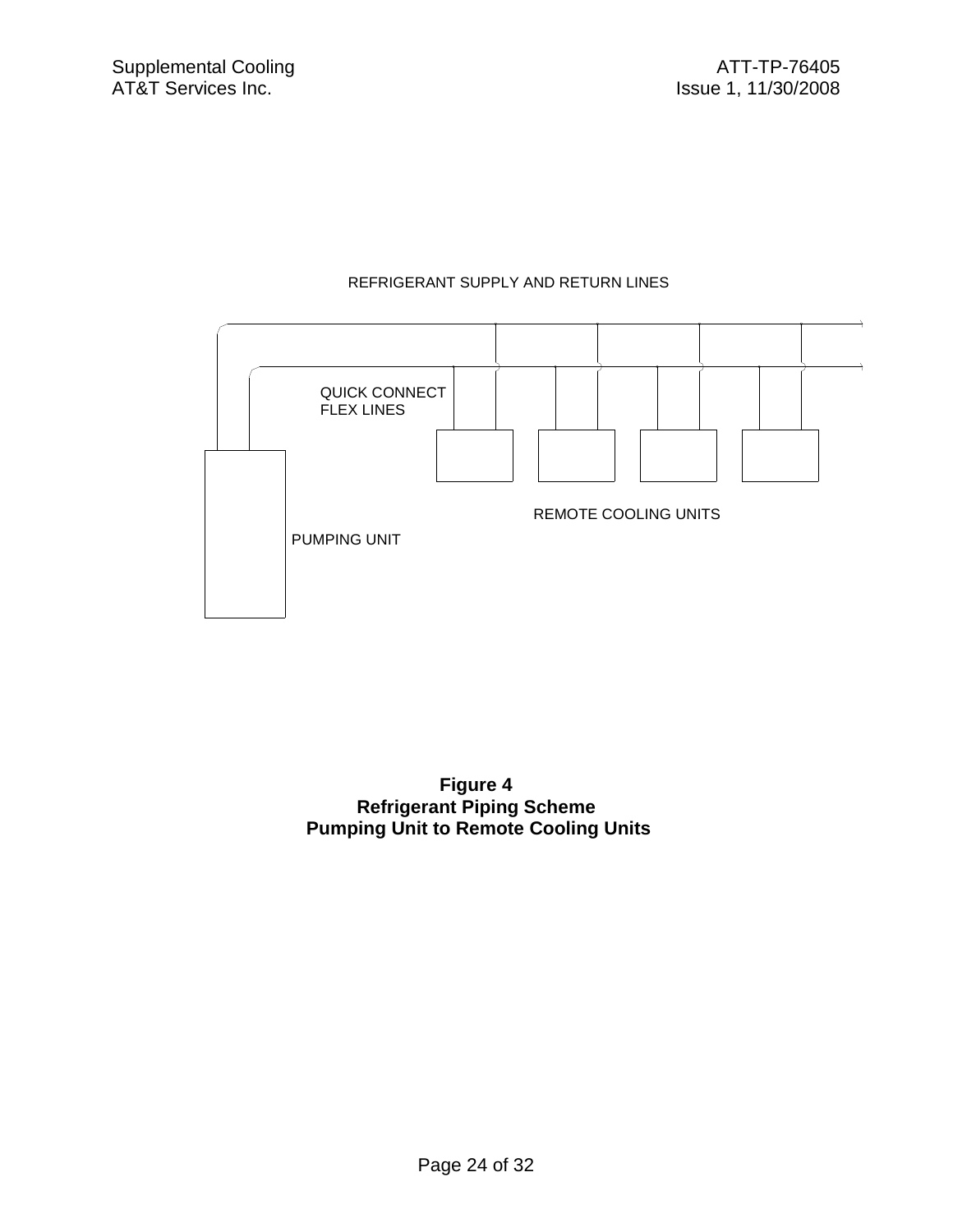REFRIGERANT SUPPLY AND RETURN LINES

QUICK CONNECT
FLEX LINES

REMOTE COOLING UNITS

PUMPING UNIT

**Figure 4**
**Refrigerant Piping Scheme**
**Pumping Unit to Remote Cooling Units**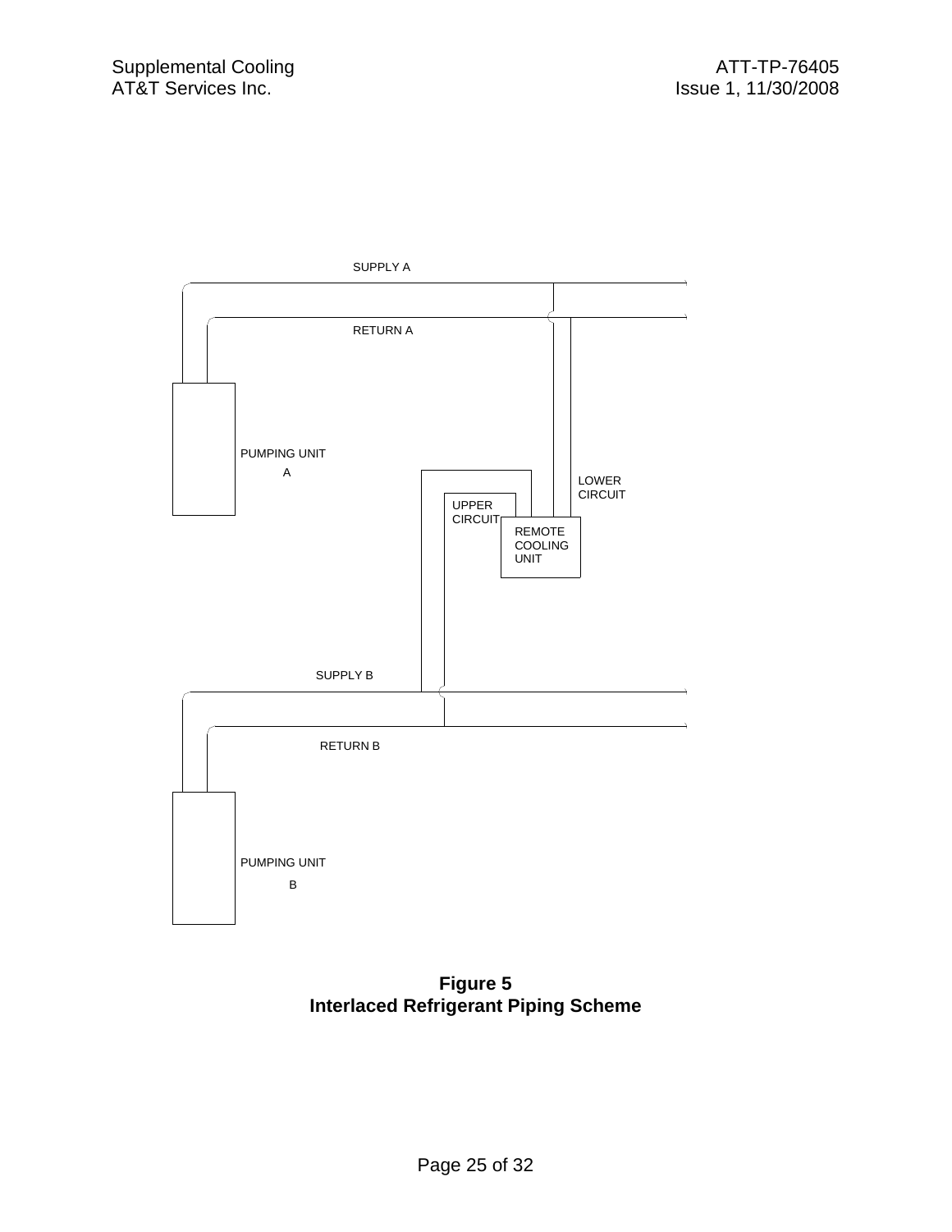SUPPLY A

RETURN A

PUMPING UNIT
A

UPPER
CIRCUIT

LOWER
CIRCUIT

REMOTE
COOLING
UNIT

SUPPLY B

RETURN B

PUMPING UNIT
B

**Figure 5**
**Interlaced Refrigerant Piping Scheme**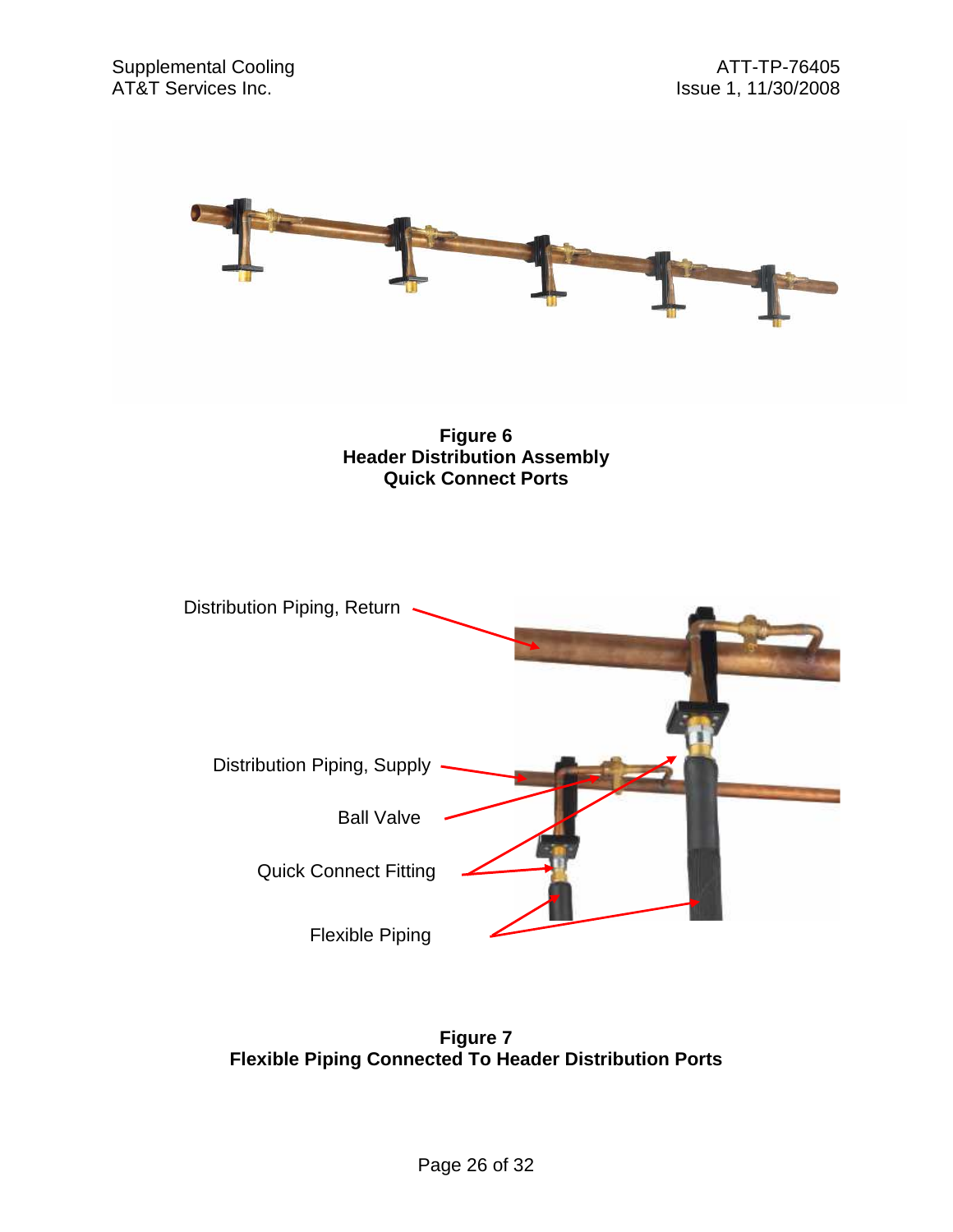**Figure 6**
**Header Distribution Assembly**
**Quick Connect Ports**

Distribution Piping, Return

Distribution Piping, Supply

Ball Valve

Quick Connect Fitting

Flexible Piping

**Figure 7**
**Flexible Piping Connected To Header Distribution Ports**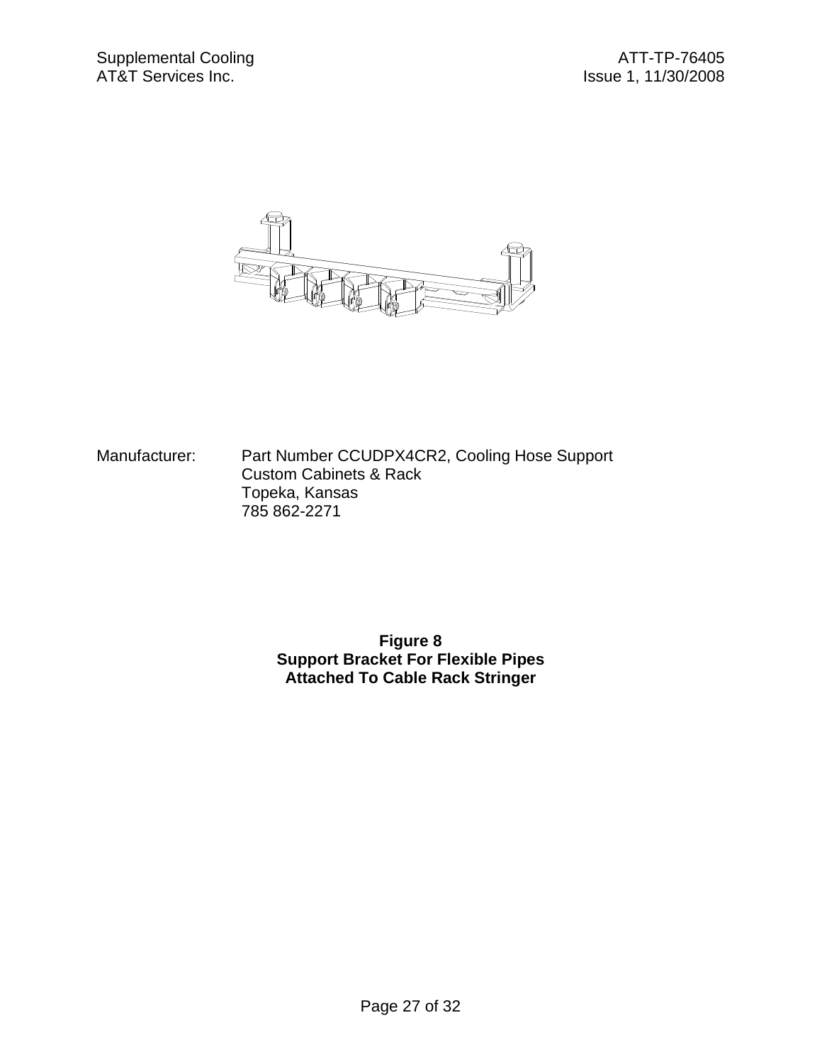Manufacturer: Part Number CCUDPX4CR2, Cooling Hose Support
Custom Cabinets & Rack
Topeka, Kansas
785 862-2271

**Figure 8**
**Support Bracket For Flexible Pipes**
**Attached To Cable Rack Stringer**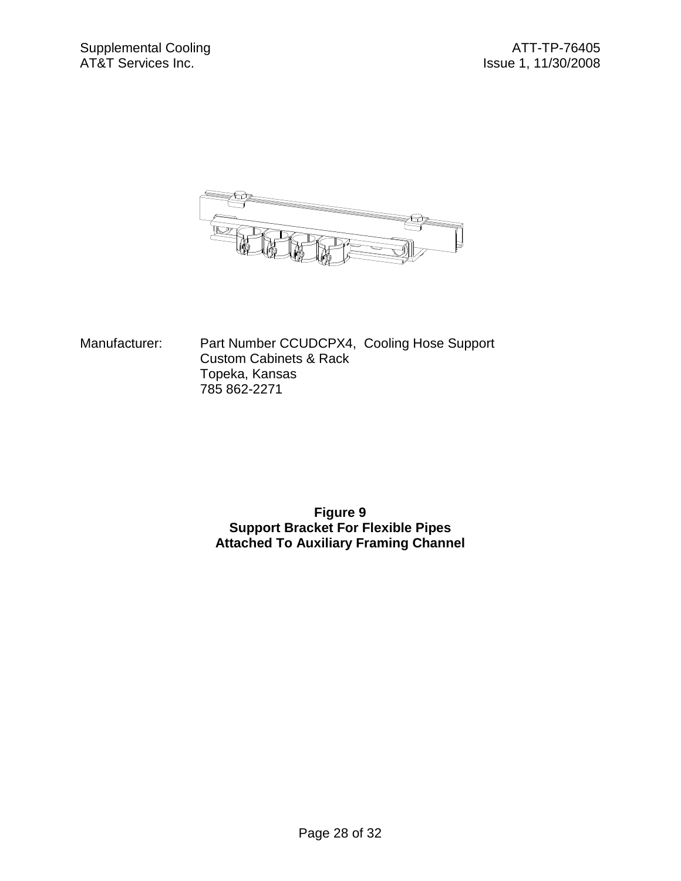Manufacturer: Part Number CCUDCPX4, Cooling Hose Support
Custom Cabinets & Rack
Topeka, Kansas
785 862-2271

**Figure 9**
**Support Bracket For Flexible Pipes**
**Attached To Auxiliary Framing Channel**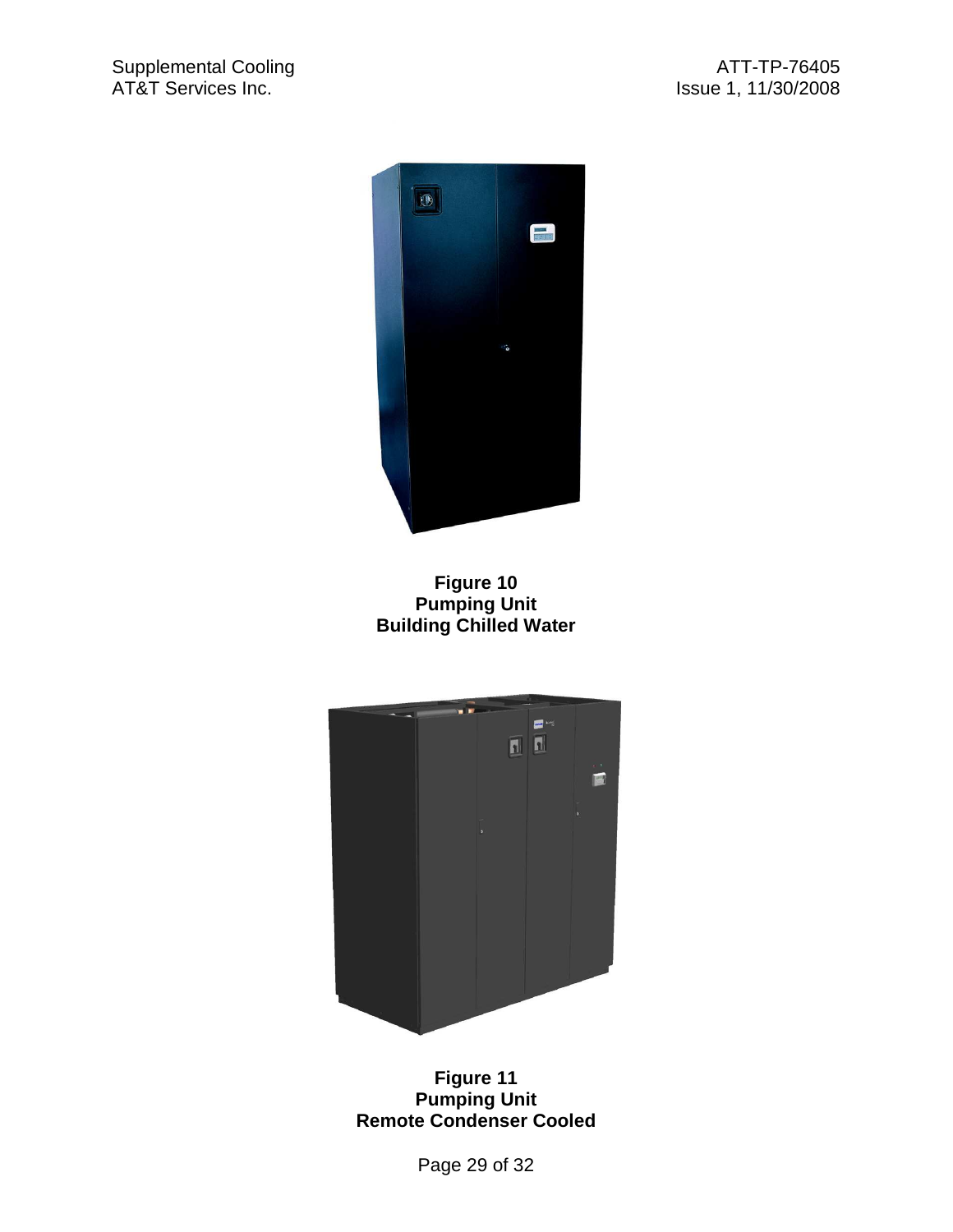**Figure 10**
**Pumping Unit**
**Building Chilled Water**

**Figure 11**
**Pumping Unit**
**Remote Condenser Cooled**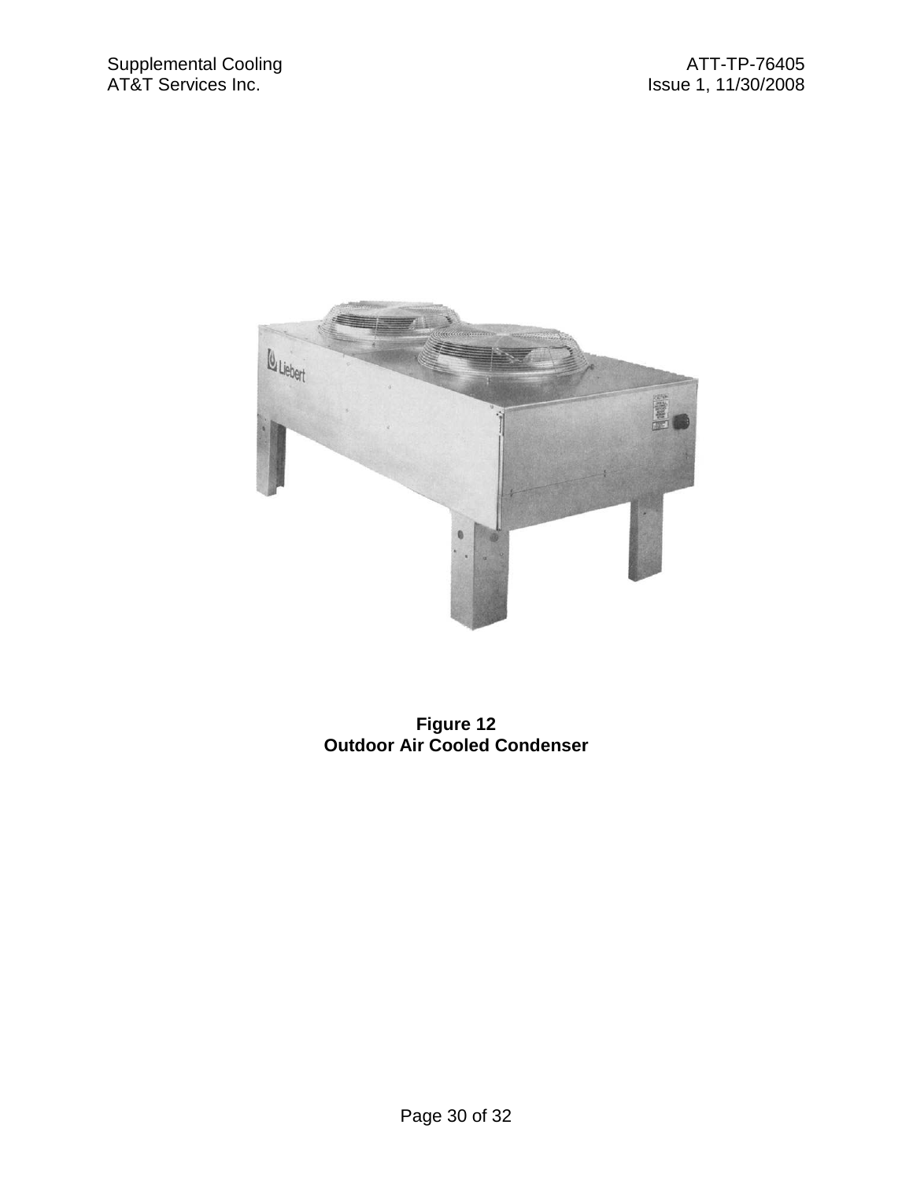**Figure 12**
**Outdoor Air Cooled Condenser**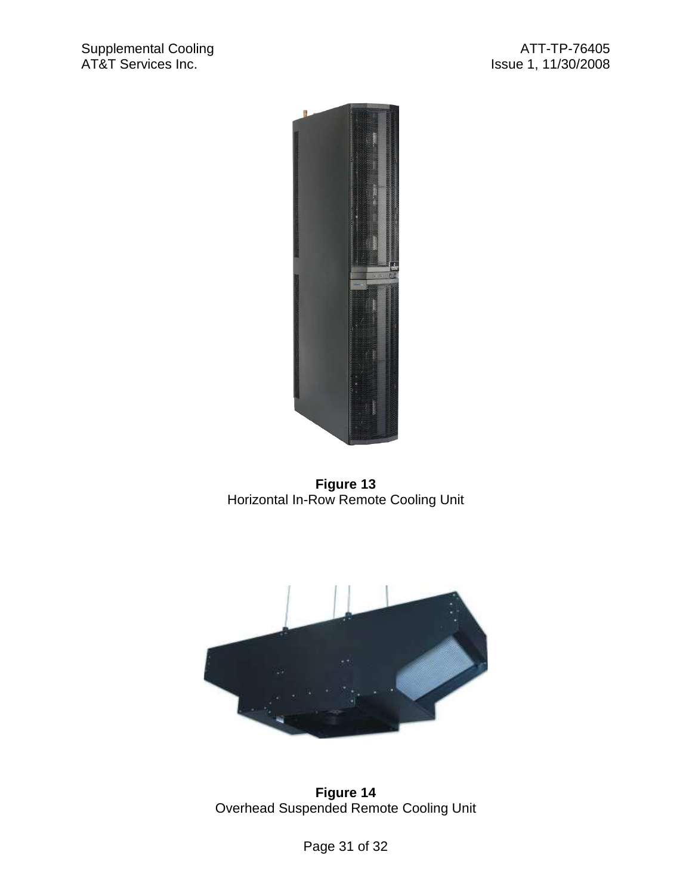**Figure 13**
Horizontal In-Row Remote Cooling Unit

**Figure 14**
Overhead Suspended Remote Cooling Unit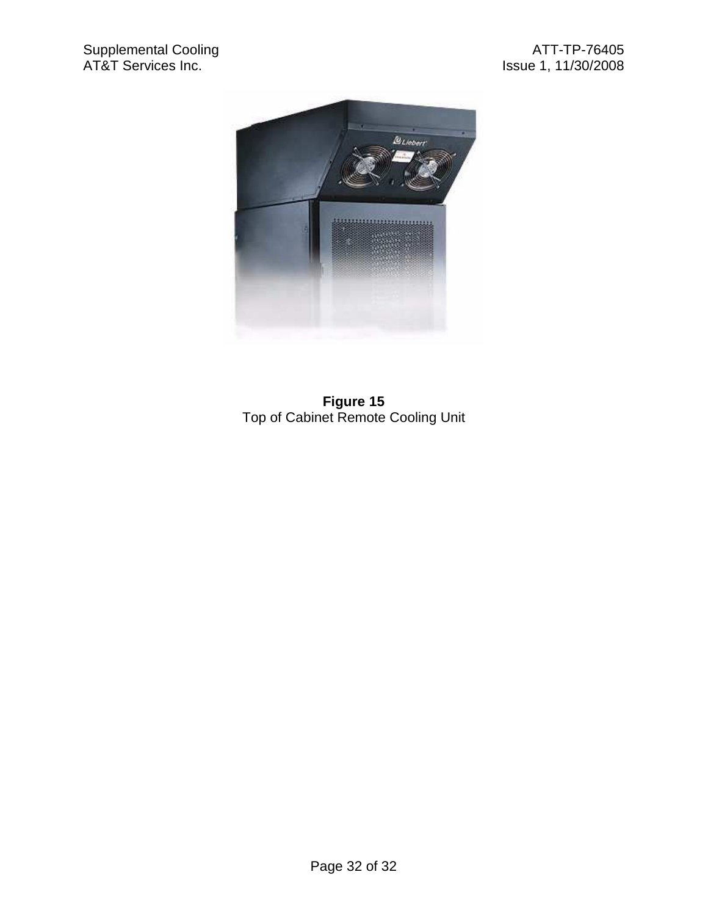**Figure 15**
Top of Cabinet Remote Cooling Unit